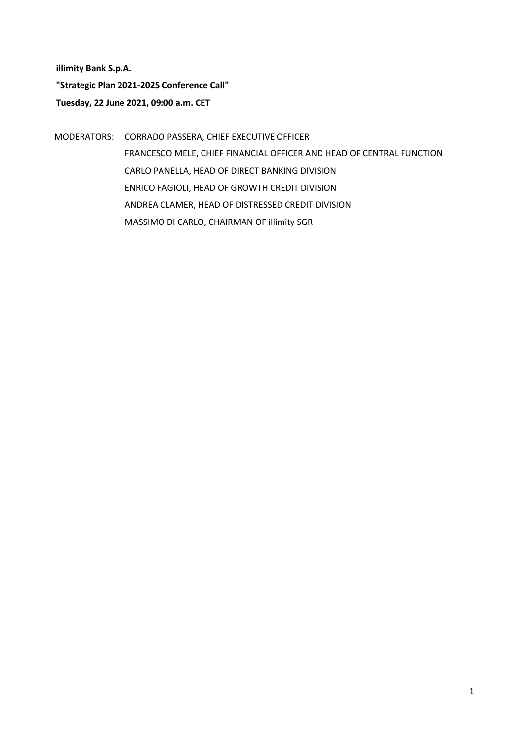**illimity Bank S.p.A.**

**"Strategic Plan 2021-2025 Conference Call"**

**Tuesday, 22 June 2021, 09:00 a.m. CET**

MODERATORS: CORRADO PASSERA, CHIEF EXECUTIVE OFFICER

FRANCESCO MELE, CHIEF FINANCIAL OFFICER AND HEAD OF CENTRAL FUNCTION

CARLO PANELLA, HEAD OF DIRECT BANKING DIVISION

ENRICO FAGIOLI, HEAD OF GROWTH CREDIT DIVISION

ANDREA CLAMER, HEAD OF DISTRESSED CREDIT DIVISION

MASSIMO DI CARLO, CHAIRMAN OF illimity SGR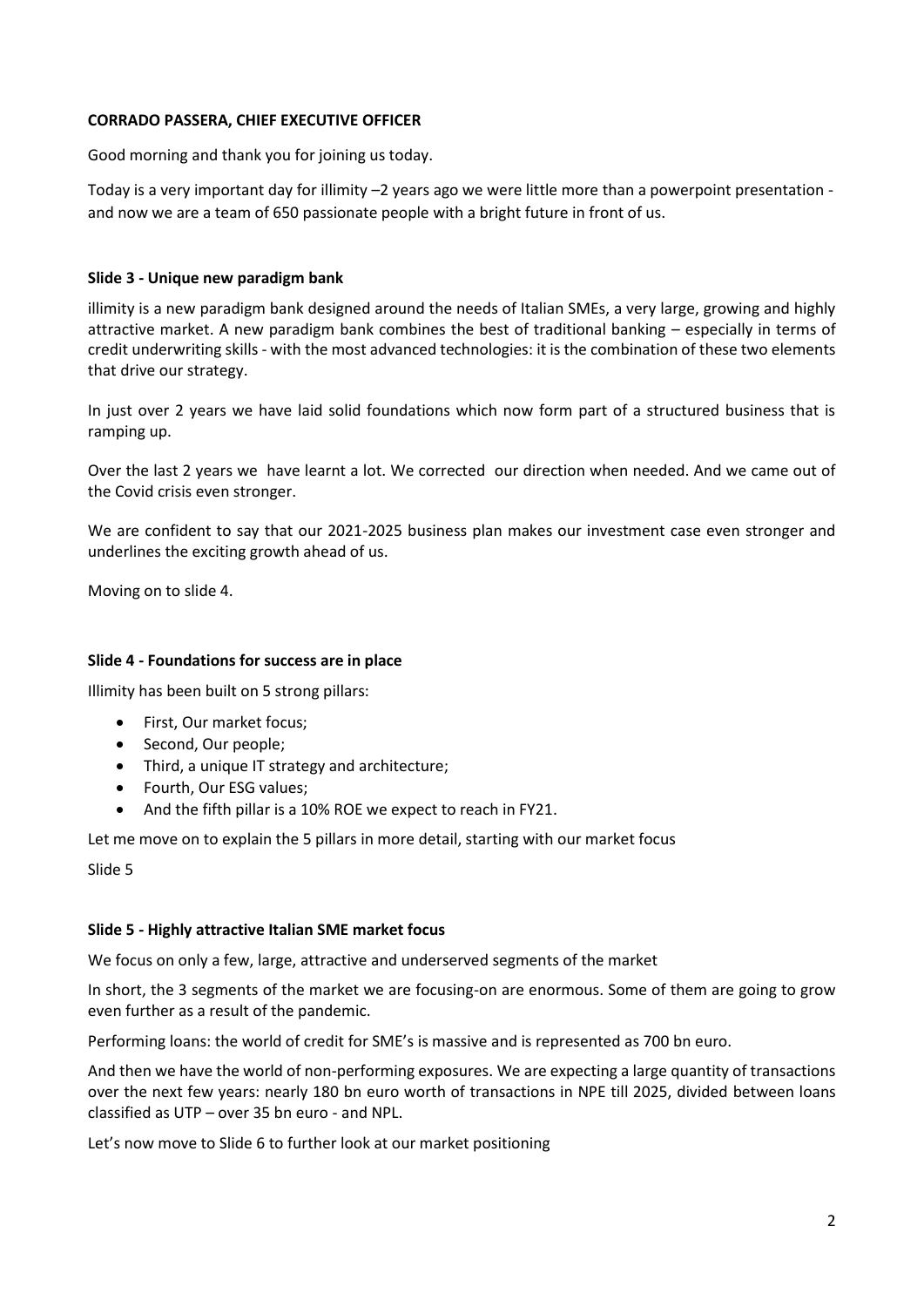**CORRADO PASSERA, CHIEF EXECUTIVE OFFICER**

Good morning and thank you for joining us today.

Today is a very important day for illimity –2 years ago we were little more than a powerpoint presentation - and now we are a team of 650 passionate people with a bright future in front of us.

**Slide 3 - Unique new paradigm bank**

illimity is a new paradigm bank designed around the needs of Italian SMEs, a very large, growing and highly attractive market. A new paradigm bank combines the best of traditional banking – especially in terms of credit underwriting skills - with the most advanced technologies: it is the combination of these two elements that drive our strategy.

In just over 2 years we have laid solid foundations which now form part of a structured business that is ramping up.

Over the last 2 years we have learnt a lot. We corrected our direction when needed. And we came out of the Covid crisis even stronger.

We are confident to say that our 2021-2025 business plan makes our investment case even stronger and underlines the exciting growth ahead of us.

Moving on to slide 4.

**Slide 4 - Foundations for success are in place**

Illimity has been built on 5 strong pillars:

- First, Our market focus;
- Second, Our people;
- Third, a unique IT strategy and architecture;
- Fourth, Our ESG values;
- And the fifth pillar is a 10% ROE we expect to reach in FY21.

Let me move on to explain the 5 pillars in more detail, starting with our market focus

Slide 5

**Slide 5 - Highly attractive Italian SME market focus**

We focus on only a few, large, attractive and underserved segments of the market

In short, the 3 segments of the market we are focusing-on are enormous. Some of them are going to grow even further as a result of the pandemic.

Performing loans: the world of credit for SME's is massive and is represented as 700 bn euro.

And then we have the world of non-performing exposures. We are expecting a large quantity of transactions over the next few years: nearly 180 bn euro worth of transactions in NPE till 2025, divided between loans classified as UTP – over 35 bn euro - and NPL.

Let's now move to Slide 6 to further look at our market positioning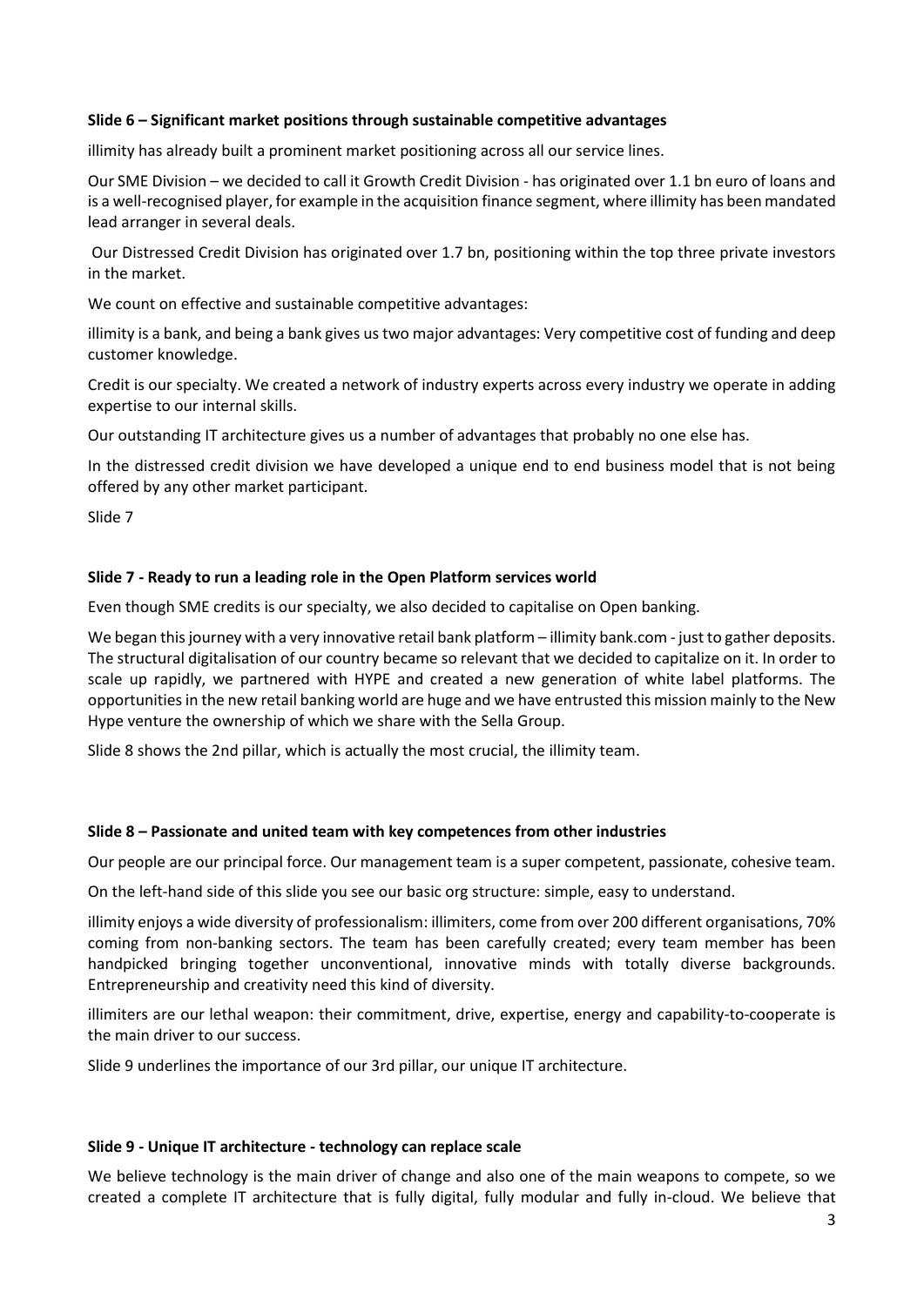**Slide 6 – Significant market positions through sustainable competitive advantages**

illimity has already built a prominent market positioning across all our service lines.

Our SME Division – we decided to call it Growth Credit Division - has originated over 1.1 bn euro of loans and is a well-recognised player, for example in the acquisition finance segment, where illimity has been mandated lead arranger in several deals.

Our Distressed Credit Division has originated over 1.7 bn, positioning within the top three private investors in the market.

We count on effective and sustainable competitive advantages:

illimity is a bank, and being a bank gives us two major advantages: Very competitive cost of funding and deep customer knowledge.

Credit is our specialty. We created a network of industry experts across every industry we operate in adding expertise to our internal skills.

Our outstanding IT architecture gives us a number of advantages that probably no one else has.

In the distressed credit division we have developed a unique end to end business model that is not being offered by any other market participant.

Slide 7

**Slide 7 - Ready to run a leading role in the Open Platform services world**

Even though SME credits is our specialty, we also decided to capitalise on Open banking.

We began this journey with a very innovative retail bank platform – illimity bank.com - just to gather deposits. The structural digitalisation of our country became so relevant that we decided to capitalize on it. In order to scale up rapidly, we partnered with HYPE and created a new generation of white label platforms. The opportunities in the new retail banking world are huge and we have entrusted this mission mainly to the New Hype venture the ownership of which we share with the Sella Group.

Slide 8 shows the 2nd pillar, which is actually the most crucial, the illimity team.

**Slide 8 – Passionate and united team with key competences from other industries**

Our people are our principal force. Our management team is a super competent, passionate, cohesive team.

On the left-hand side of this slide you see our basic org structure: simple, easy to understand.

illimity enjoys a wide diversity of professionalism: illimiters, come from over 200 different organisations, 70% coming from non-banking sectors. The team has been carefully created; every team member has been handpicked bringing together unconventional, innovative minds with totally diverse backgrounds. Entrepreneurship and creativity need this kind of diversity.

illimiters are our lethal weapon: their commitment, drive, expertise, energy and capability-to-cooperate is the main driver to our success.

Slide 9 underlines the importance of our 3rd pillar, our unique IT architecture.

**Slide 9 - Unique IT architecture - technology can replace scale**

We believe technology is the main driver of change and also one of the main weapons to compete, so we created a complete IT architecture that is fully digital, fully modular and fully in-cloud. We believe that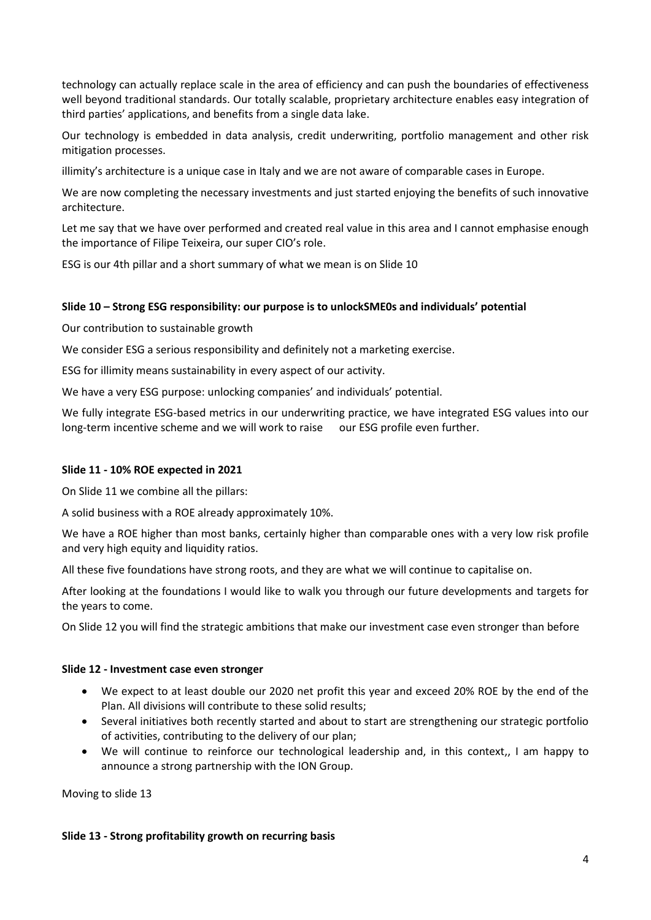technology can actually replace scale in the area of efficiency and can push the boundaries of effectiveness well beyond traditional standards. Our totally scalable, proprietary architecture enables easy integration of third parties' applications, and benefits from a single data lake.

Our technology is embedded in data analysis, credit underwriting, portfolio management and other risk mitigation processes.

illimity's architecture is a unique case in Italy and we are not aware of comparable cases in Europe.

We are now completing the necessary investments and just started enjoying the benefits of such innovative architecture.

Let me say that we have over performed and created real value in this area and I cannot emphasise enough the importance of Filipe Teixeira, our super CIO's role.

ESG is our 4th pillar and a short summary of what we mean is on Slide 10

**Slide 10 – Strong ESG responsibility: our purpose is to unlockSME0s and individuals' potential**

Our contribution to sustainable growth

We consider ESG a serious responsibility and definitely not a marketing exercise.

ESG for illimity means sustainability in every aspect of our activity.

We have a very ESG purpose: unlocking companies' and individuals' potential.

We fully integrate ESG-based metrics in our underwriting practice, we have integrated ESG values into our long-term incentive scheme and we will work to raise our ESG profile even further.

**Slide 11 - 10% ROE expected in 2021**

On Slide 11 we combine all the pillars:

A solid business with a ROE already approximately 10%.

We have a ROE higher than most banks, certainly higher than comparable ones with a very low risk profile and very high equity and liquidity ratios.

All these five foundations have strong roots, and they are what we will continue to capitalise on.

After looking at the foundations I would like to walk you through our future developments and targets for the years to come.

On Slide 12 you will find the strategic ambitions that make our investment case even stronger than before

**Slide 12 - Investment case even stronger**

- We expect to at least double our 2020 net profit this year and exceed 20% ROE by the end of the Plan. All divisions will contribute to these solid results;
- Several initiatives both recently started and about to start are strengthening our strategic portfolio of activities, contributing to the delivery of our plan;
- We will continue to reinforce our technological leadership and, in this context,, I am happy to announce a strong partnership with the ION Group.

Moving to slide 13

**Slide 13 - Strong profitability growth on recurring basis**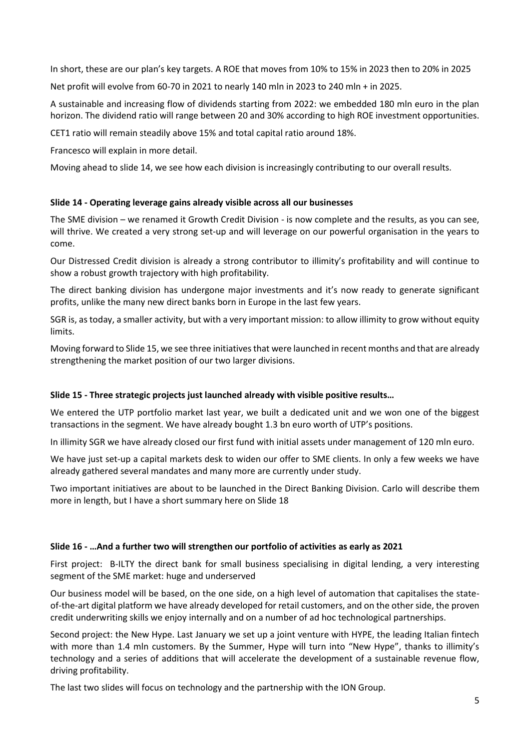In short, these are our plan's key targets. A ROE that moves from 10% to 15% in 2023 then to 20% in 2025

Net profit will evolve from 60-70 in 2021 to nearly 140 mln in 2023 to 240 mln + in 2025.

A sustainable and increasing flow of dividends starting from 2022: we embedded 180 mln euro in the plan horizon. The dividend ratio will range between 20 and 30% according to high ROE investment opportunities.

CET1 ratio will remain steadily above 15% and total capital ratio around 18%.

Francesco will explain in more detail.

Moving ahead to slide 14, we see how each division is increasingly contributing to our overall results.

**Slide 14 - Operating leverage gains already visible across all our businesses**

The SME division – we renamed it Growth Credit Division - is now complete and the results, as you can see, will thrive. We created a very strong set-up and will leverage on our powerful organisation in the years to come.

Our Distressed Credit division is already a strong contributor to illimity's profitability and will continue to show a robust growth trajectory with high profitability.

The direct banking division has undergone major investments and it's now ready to generate significant profits, unlike the many new direct banks born in Europe in the last few years.

SGR is, as today, a smaller activity, but with a very important mission: to allow illimity to grow without equity limits.

Moving forward to Slide 15, we see three initiatives that were launched in recent months and that are already strengthening the market position of our two larger divisions.

**Slide 15 - Three strategic projects just launched already with visible positive results…**

We entered the UTP portfolio market last year, we built a dedicated unit and we won one of the biggest transactions in the segment. We have already bought 1.3 bn euro worth of UTP's positions.

In illimity SGR we have already closed our first fund with initial assets under management of 120 mln euro.

We have just set-up a capital markets desk to widen our offer to SME clients. In only a few weeks we have already gathered several mandates and many more are currently under study.

Two important initiatives are about to be launched in the Direct Banking Division. Carlo will describe them more in length, but I have a short summary here on Slide 18

**Slide 16 - …And a further two will strengthen our portfolio of activities as early as 2021**

First project: B-ILTY the direct bank for small business specialising in digital lending, a very interesting segment of the SME market: huge and underserved

Our business model will be based, on the one side, on a high level of automation that capitalises the state-of-the-art digital platform we have already developed for retail customers, and on the other side, the proven credit underwriting skills we enjoy internally and on a number of ad hoc technological partnerships.

Second project: the New Hype. Last January we set up a joint venture with HYPE, the leading Italian fintech with more than 1.4 mln customers. By the Summer, Hype will turn into "New Hype", thanks to illimity's technology and a series of additions that will accelerate the development of a sustainable revenue flow, driving profitability.

The last two slides will focus on technology and the partnership with the ION Group.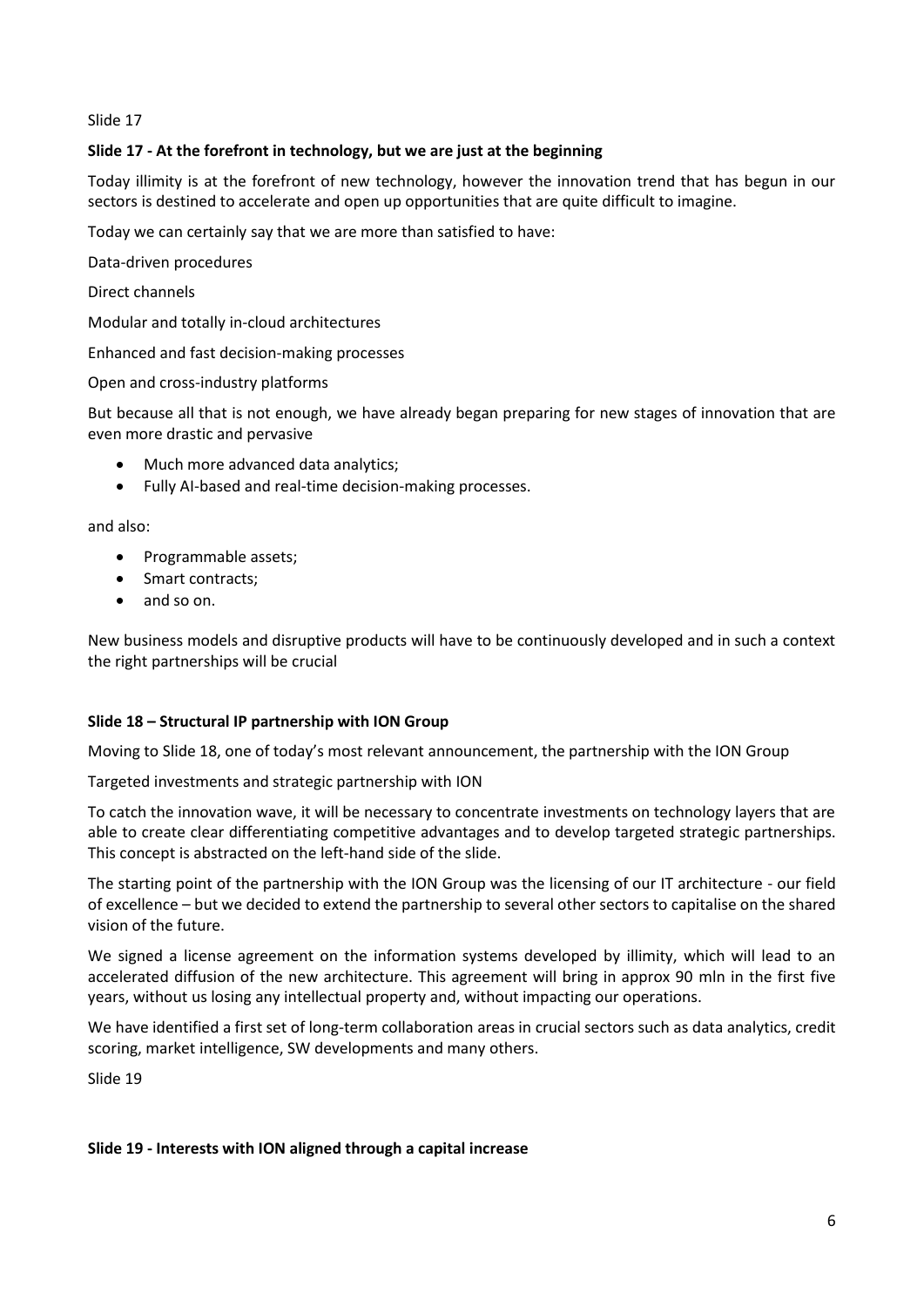Slide 17

### Slide 17 - At the forefront in technology, but we are just at the beginning

Today illimity is at the forefront of new technology, however the innovation trend that has begun in our sectors is destined to accelerate and open up opportunities that are quite difficult to imagine.

Today we can certainly say that we are more than satisfied to have:

Data-driven procedures

Direct channels

Modular and totally in-cloud architectures

Enhanced and fast decision-making processes

Open and cross-industry platforms

But because all that is not enough, we have already began preparing for new stages of innovation that are even more drastic and pervasive

- Much more advanced data analytics;
- Fully AI-based and real-time decision-making processes.

and also:

- Programmable assets;
- Smart contracts;
- and so on.

New business models and disruptive products will have to be continuously developed and in such a context the right partnerships will be crucial

### Slide 18 – Structural IP partnership with ION Group

Moving to Slide 18, one of today's most relevant announcement, the partnership with the ION Group

Targeted investments and strategic partnership with ION

To catch the innovation wave, it will be necessary to concentrate investments on technology layers that are able to create clear differentiating competitive advantages and to develop targeted strategic partnerships. This concept is abstracted on the left-hand side of the slide.

The starting point of the partnership with the ION Group was the licensing of our IT architecture - our field of excellence – but we decided to extend the partnership to several other sectors to capitalise on the shared vision of the future.

We signed a license agreement on the information systems developed by illimity, which will lead to an accelerated diffusion of the new architecture. This agreement will bring in approx 90 mln in the first five years, without us losing any intellectual property and, without impacting our operations.

We have identified a first set of long-term collaboration areas in crucial sectors such as data analytics, credit scoring, market intelligence, SW developments and many others.

Slide 19

### Slide 19 - Interests with ION aligned through a capital increase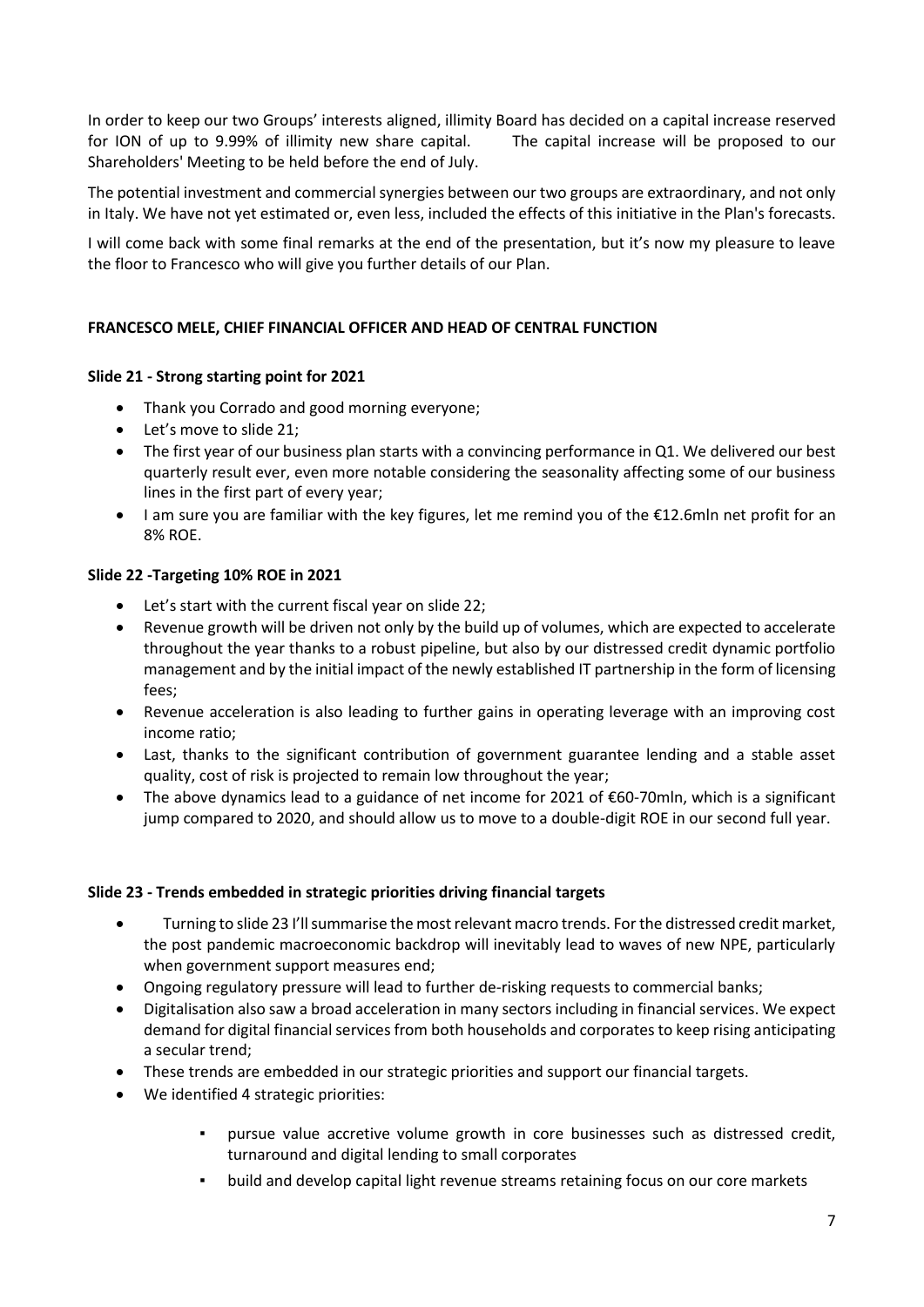In order to keep our two Groups' interests aligned, illimity Board has decided on a capital increase reserved for ION of up to 9.99% of illimity new share capital. The capital increase will be proposed to our Shareholders' Meeting to be held before the end of July.

The potential investment and commercial synergies between our two groups are extraordinary, and not only in Italy. We have not yet estimated or, even less, included the effects of this initiative in the Plan's forecasts.

I will come back with some final remarks at the end of the presentation, but it's now my pleasure to leave the floor to Francesco who will give you further details of our Plan.

**FRANCESCO MELE, CHIEF FINANCIAL OFFICER AND HEAD OF CENTRAL FUNCTION**

**Slide 21 - Strong starting point for 2021**

- Thank you Corrado and good morning everyone;
- Let's move to slide 21;
- The first year of our business plan starts with a convincing performance in Q1. We delivered our best quarterly result ever, even more notable considering the seasonality affecting some of our business lines in the first part of every year;
- I am sure you are familiar with the key figures, let me remind you of the €12.6mln net profit for an 8% ROE.

**Slide 22 -Targeting 10% ROE in 2021**

- Let's start with the current fiscal year on slide 22;
- Revenue growth will be driven not only by the build up of volumes, which are expected to accelerate throughout the year thanks to a robust pipeline, but also by our distressed credit dynamic portfolio management and by the initial impact of the newly established IT partnership in the form of licensing fees;
- Revenue acceleration is also leading to further gains in operating leverage with an improving cost income ratio;
- Last, thanks to the significant contribution of government guarantee lending and a stable asset quality, cost of risk is projected to remain low throughout the year;
- The above dynamics lead to a guidance of net income for 2021 of €60-70mln, which is a significant jump compared to 2020, and should allow us to move to a double-digit ROE in our second full year.

**Slide 23 - Trends embedded in strategic priorities driving financial targets**

- Turning to slide 23 I'll summarise the most relevant macro trends. For the distressed credit market, the post pandemic macroeconomic backdrop will inevitably lead to waves of new NPE, particularly when government support measures end;
- Ongoing regulatory pressure will lead to further de-risking requests to commercial banks;
- Digitalisation also saw a broad acceleration in many sectors including in financial services. We expect demand for digital financial services from both households and corporates to keep rising anticipating a secular trend;
- These trends are embedded in our strategic priorities and support our financial targets.
- We identified 4 strategic priorities:
  - pursue value accretive volume growth in core businesses such as distressed credit, turnaround and digital lending to small corporates
  - build and develop capital light revenue streams retaining focus on our core markets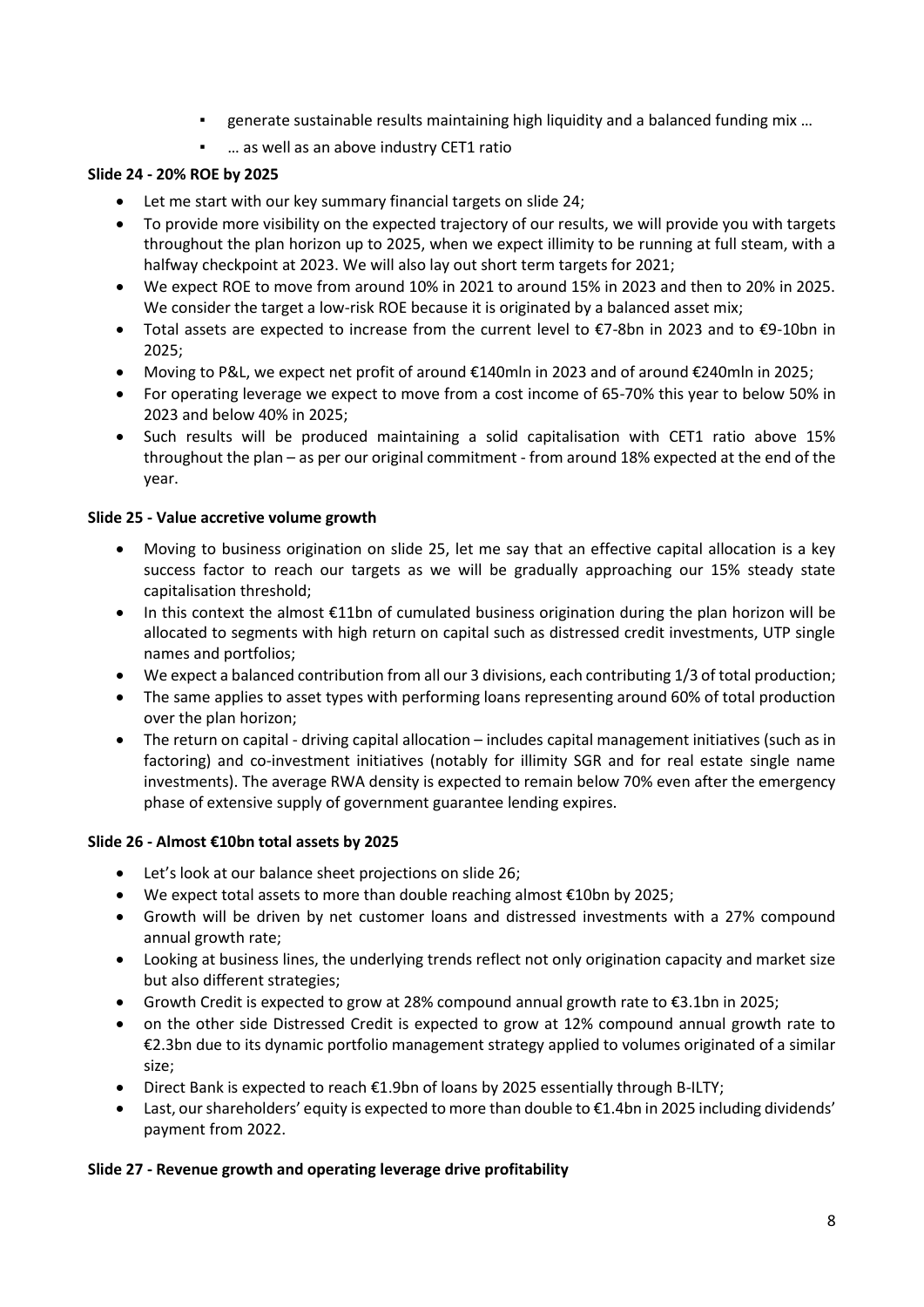- generate sustainable results maintaining high liquidity and a balanced funding mix …
- … as well as an above industry CET1 ratio

**Slide 24 - 20% ROE by 2025**

- Let me start with our key summary financial targets on slide 24;
- To provide more visibility on the expected trajectory of our results, we will provide you with targets throughout the plan horizon up to 2025, when we expect illimity to be running at full steam, with a halfway checkpoint at 2023. We will also lay out short term targets for 2021;
- We expect ROE to move from around 10% in 2021 to around 15% in 2023 and then to 20% in 2025. We consider the target a low-risk ROE because it is originated by a balanced asset mix;
- Total assets are expected to increase from the current level to €7-8bn in 2023 and to €9-10bn in 2025;
- Moving to P&L, we expect net profit of around €140mln in 2023 and of around €240mln in 2025;
- For operating leverage we expect to move from a cost income of 65-70% this year to below 50% in 2023 and below 40% in 2025;
- Such results will be produced maintaining a solid capitalisation with CET1 ratio above 15% throughout the plan – as per our original commitment - from around 18% expected at the end of the year.

**Slide 25 - Value accretive volume growth**

- Moving to business origination on slide 25, let me say that an effective capital allocation is a key success factor to reach our targets as we will be gradually approaching our 15% steady state capitalisation threshold;
- In this context the almost €11bn of cumulated business origination during the plan horizon will be allocated to segments with high return on capital such as distressed credit investments, UTP single names and portfolios;
- We expect a balanced contribution from all our 3 divisions, each contributing 1/3 of total production;
- The same applies to asset types with performing loans representing around 60% of total production over the plan horizon;
- The return on capital - driving capital allocation – includes capital management initiatives (such as in factoring) and co-investment initiatives (notably for illimity SGR and for real estate single name investments). The average RWA density is expected to remain below 70% even after the emergency phase of extensive supply of government guarantee lending expires.

**Slide 26 - Almost €10bn total assets by 2025**

- Let's look at our balance sheet projections on slide 26;
- We expect total assets to more than double reaching almost €10bn by 2025;
- Growth will be driven by net customer loans and distressed investments with a 27% compound annual growth rate;
- Looking at business lines, the underlying trends reflect not only origination capacity and market size but also different strategies;
- Growth Credit is expected to grow at 28% compound annual growth rate to €3.1bn in 2025;
- on the other side Distressed Credit is expected to grow at 12% compound annual growth rate to €2.3bn due to its dynamic portfolio management strategy applied to volumes originated of a similar size;
- Direct Bank is expected to reach €1.9bn of loans by 2025 essentially through B-ILTY;
- Last, our shareholders' equity is expected to more than double to €1.4bn in 2025 including dividends' payment from 2022.

**Slide 27 - Revenue growth and operating leverage drive profitability**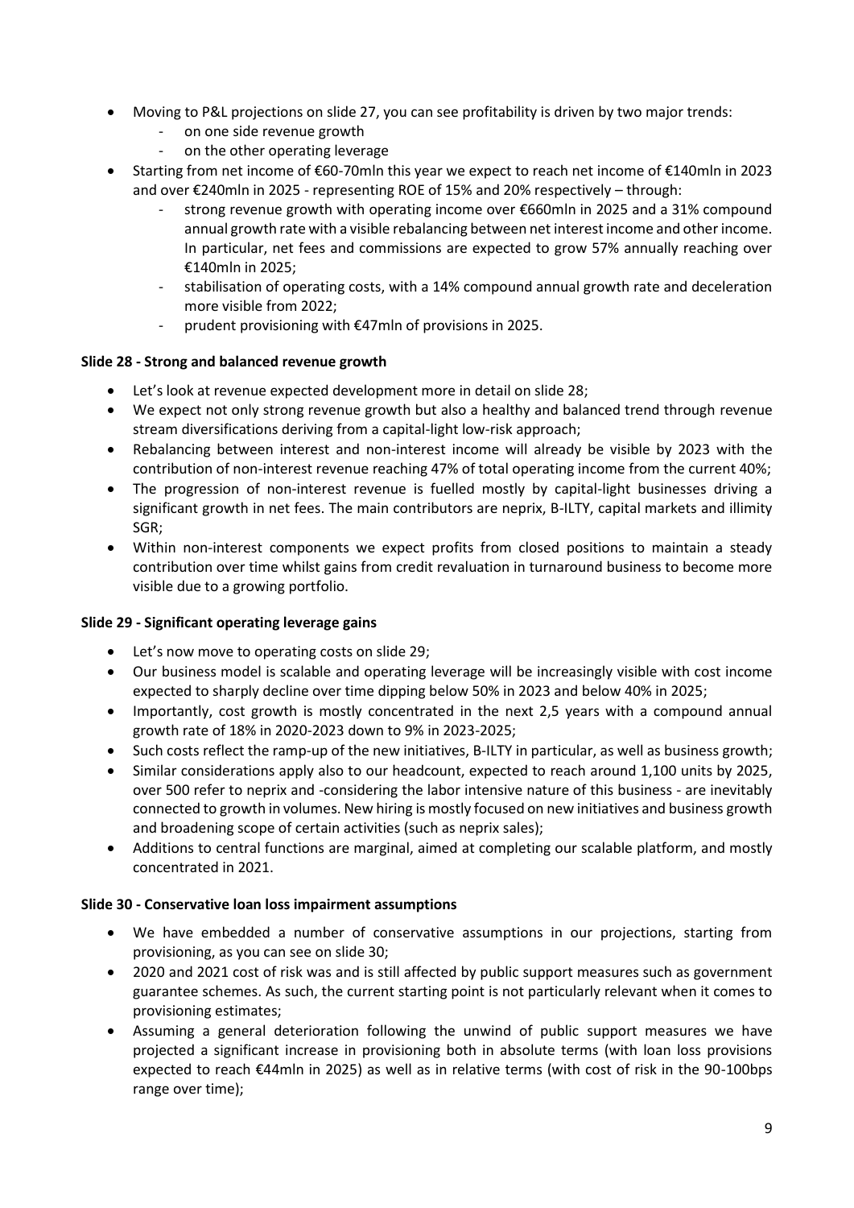- Moving to P&L projections on slide 27, you can see profitability is driven by two major trends:
  - on one side revenue growth
  - on the other operating leverage
- Starting from net income of €60-70mln this year we expect to reach net income of €140mln in 2023 and over €240mln in 2025 - representing ROE of 15% and 20% respectively – through:
  - strong revenue growth with operating income over €660mln in 2025 and a 31% compound annual growth rate with a visible rebalancing between net interest income and other income. In particular, net fees and commissions are expected to grow 57% annually reaching over €140mln in 2025;
  - stabilisation of operating costs, with a 14% compound annual growth rate and deceleration more visible from 2022;
  - prudent provisioning with €47mln of provisions in 2025.

**Slide 28 - Strong and balanced revenue growth**

- Let's look at revenue expected development more in detail on slide 28;
- We expect not only strong revenue growth but also a healthy and balanced trend through revenue stream diversifications deriving from a capital-light low-risk approach;
- Rebalancing between interest and non-interest income will already be visible by 2023 with the contribution of non-interest revenue reaching 47% of total operating income from the current 40%;
- The progression of non-interest revenue is fuelled mostly by capital-light businesses driving a significant growth in net fees. The main contributors are neprix, B-ILTY, capital markets and illimity SGR;
- Within non-interest components we expect profits from closed positions to maintain a steady contribution over time whilst gains from credit revaluation in turnaround business to become more visible due to a growing portfolio.

**Slide 29 - Significant operating leverage gains**

- Let's now move to operating costs on slide 29;
- Our business model is scalable and operating leverage will be increasingly visible with cost income expected to sharply decline over time dipping below 50% in 2023 and below 40% in 2025;
- Importantly, cost growth is mostly concentrated in the next 2,5 years with a compound annual growth rate of 18% in 2020-2023 down to 9% in 2023-2025;
- Such costs reflect the ramp-up of the new initiatives, B-ILTY in particular, as well as business growth;
- Similar considerations apply also to our headcount, expected to reach around 1,100 units by 2025, over 500 refer to neprix and -considering the labor intensive nature of this business - are inevitably connected to growth in volumes. New hiring is mostly focused on new initiatives and business growth and broadening scope of certain activities (such as neprix sales);
- Additions to central functions are marginal, aimed at completing our scalable platform, and mostly concentrated in 2021.

**Slide 30 - Conservative loan loss impairment assumptions**

- We have embedded a number of conservative assumptions in our projections, starting from provisioning, as you can see on slide 30;
- 2020 and 2021 cost of risk was and is still affected by public support measures such as government guarantee schemes. As such, the current starting point is not particularly relevant when it comes to provisioning estimates;
- Assuming a general deterioration following the unwind of public support measures we have projected a significant increase in provisioning both in absolute terms (with loan loss provisions expected to reach €44mln in 2025) as well as in relative terms (with cost of risk in the 90-100bps range over time);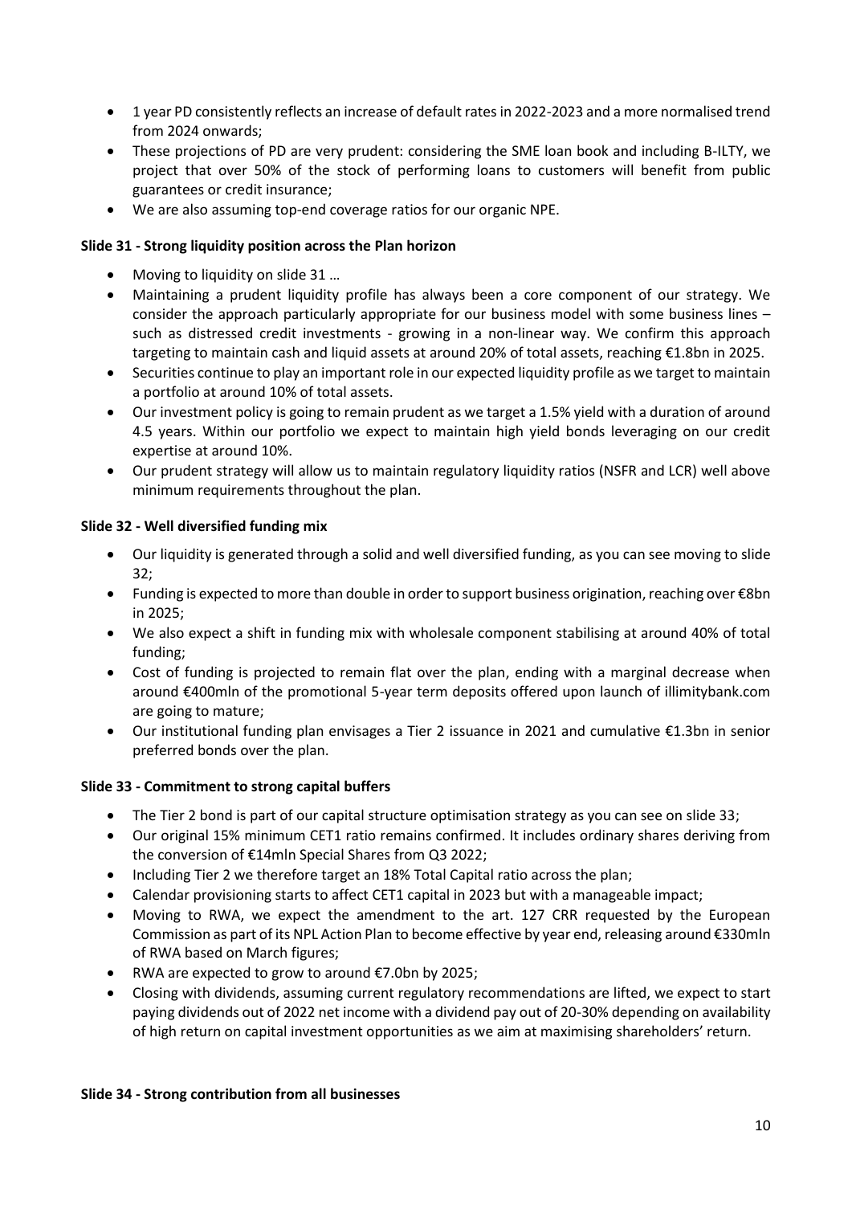- 1 year PD consistently reflects an increase of default rates in 2022-2023 and a more normalised trend from 2024 onwards;
- These projections of PD are very prudent: considering the SME loan book and including B-ILTY, we project that over 50% of the stock of performing loans to customers will benefit from public guarantees or credit insurance;
- We are also assuming top-end coverage ratios for our organic NPE.

**Slide 31 - Strong liquidity position across the Plan horizon**

- Moving to liquidity on slide 31 …
- Maintaining a prudent liquidity profile has always been a core component of our strategy. We consider the approach particularly appropriate for our business model with some business lines – such as distressed credit investments - growing in a non-linear way. We confirm this approach targeting to maintain cash and liquid assets at around 20% of total assets, reaching €1.8bn in 2025.
- Securities continue to play an important role in our expected liquidity profile as we target to maintain a portfolio at around 10% of total assets.
- Our investment policy is going to remain prudent as we target a 1.5% yield with a duration of around 4.5 years. Within our portfolio we expect to maintain high yield bonds leveraging on our credit expertise at around 10%.
- Our prudent strategy will allow us to maintain regulatory liquidity ratios (NSFR and LCR) well above minimum requirements throughout the plan.

**Slide 32 - Well diversified funding mix**

- Our liquidity is generated through a solid and well diversified funding, as you can see moving to slide 32;
- Funding is expected to more than double in order to support business origination, reaching over €8bn in 2025;
- We also expect a shift in funding mix with wholesale component stabilising at around 40% of total funding;
- Cost of funding is projected to remain flat over the plan, ending with a marginal decrease when around €400mln of the promotional 5-year term deposits offered upon launch of illimitybank.com are going to mature;
- Our institutional funding plan envisages a Tier 2 issuance in 2021 and cumulative €1.3bn in senior preferred bonds over the plan.

**Slide 33 - Commitment to strong capital buffers**

- The Tier 2 bond is part of our capital structure optimisation strategy as you can see on slide 33;
- Our original 15% minimum CET1 ratio remains confirmed. It includes ordinary shares deriving from the conversion of €14mln Special Shares from Q3 2022;
- Including Tier 2 we therefore target an 18% Total Capital ratio across the plan;
- Calendar provisioning starts to affect CET1 capital in 2023 but with a manageable impact;
- Moving to RWA, we expect the amendment to the art. 127 CRR requested by the European Commission as part of its NPL Action Plan to become effective by year end, releasing around €330mln of RWA based on March figures;
- RWA are expected to grow to around €7.0bn by 2025;
- Closing with dividends, assuming current regulatory recommendations are lifted, we expect to start paying dividends out of 2022 net income with a dividend pay out of 20-30% depending on availability of high return on capital investment opportunities as we aim at maximising shareholders' return.

**Slide 34 - Strong contribution from all businesses**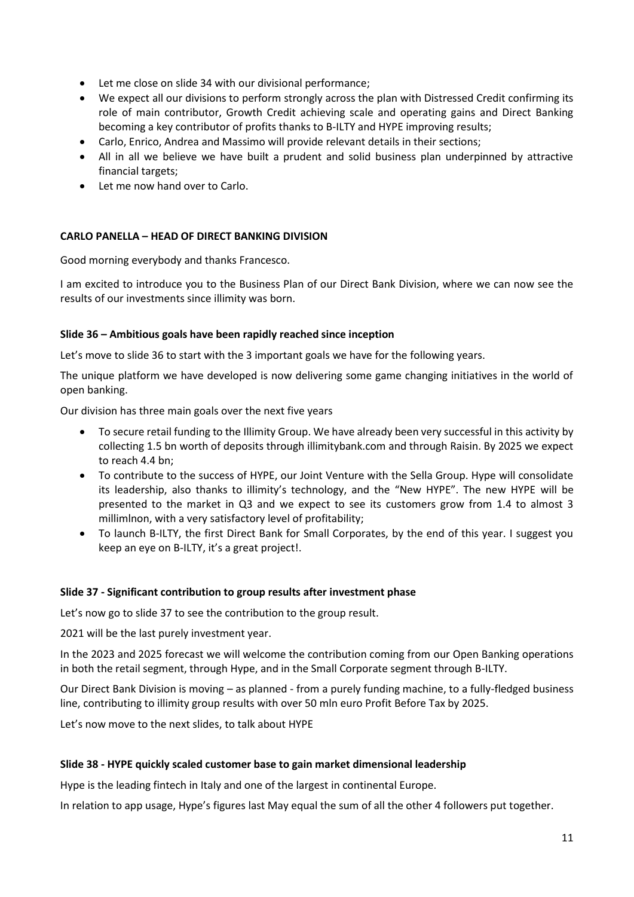- Let me close on slide 34 with our divisional performance;
- We expect all our divisions to perform strongly across the plan with Distressed Credit confirming its role of main contributor, Growth Credit achieving scale and operating gains and Direct Banking becoming a key contributor of profits thanks to B-ILTY and HYPE improving results;
- Carlo, Enrico, Andrea and Massimo will provide relevant details in their sections;
- All in all we believe we have built a prudent and solid business plan underpinned by attractive financial targets;
- Let me now hand over to Carlo.

**CARLO PANELLA – HEAD OF DIRECT BANKING DIVISION**

Good morning everybody and thanks Francesco.

I am excited to introduce you to the Business Plan of our Direct Bank Division, where we can now see the results of our investments since illimity was born.

**Slide 36 – Ambitious goals have been rapidly reached since inception**

Let's move to slide 36 to start with the 3 important goals we have for the following years.

The unique platform we have developed is now delivering some game changing initiatives in the world of open banking.

Our division has three main goals over the next five years

- To secure retail funding to the Illimity Group. We have already been very successful in this activity by collecting 1.5 bn worth of deposits through illimitybank.com and through Raisin. By 2025 we expect to reach 4.4 bn;
- To contribute to the success of HYPE, our Joint Venture with the Sella Group. Hype will consolidate its leadership, also thanks to illimity's technology, and the "New HYPE". The new HYPE will be presented to the market in Q3 and we expect to see its customers grow from 1.4 to almost 3 millimlnon, with a very satisfactory level of profitability;
- To launch B-ILTY, the first Direct Bank for Small Corporates, by the end of this year. I suggest you keep an eye on B-ILTY, it's a great project!.

**Slide 37 - Significant contribution to group results after investment phase**

Let's now go to slide 37 to see the contribution to the group result.

2021 will be the last purely investment year.

In the 2023 and 2025 forecast we will welcome the contribution coming from our Open Banking operations in both the retail segment, through Hype, and in the Small Corporate segment through B-ILTY.

Our Direct Bank Division is moving – as planned - from a purely funding machine, to a fully-fledged business line, contributing to illimity group results with over 50 mln euro Profit Before Tax by 2025.

Let's now move to the next slides, to talk about HYPE

**Slide 38 - HYPE quickly scaled customer base to gain market dimensional leadership**

Hype is the leading fintech in Italy and one of the largest in continental Europe.

In relation to app usage, Hype's figures last May equal the sum of all the other 4 followers put together.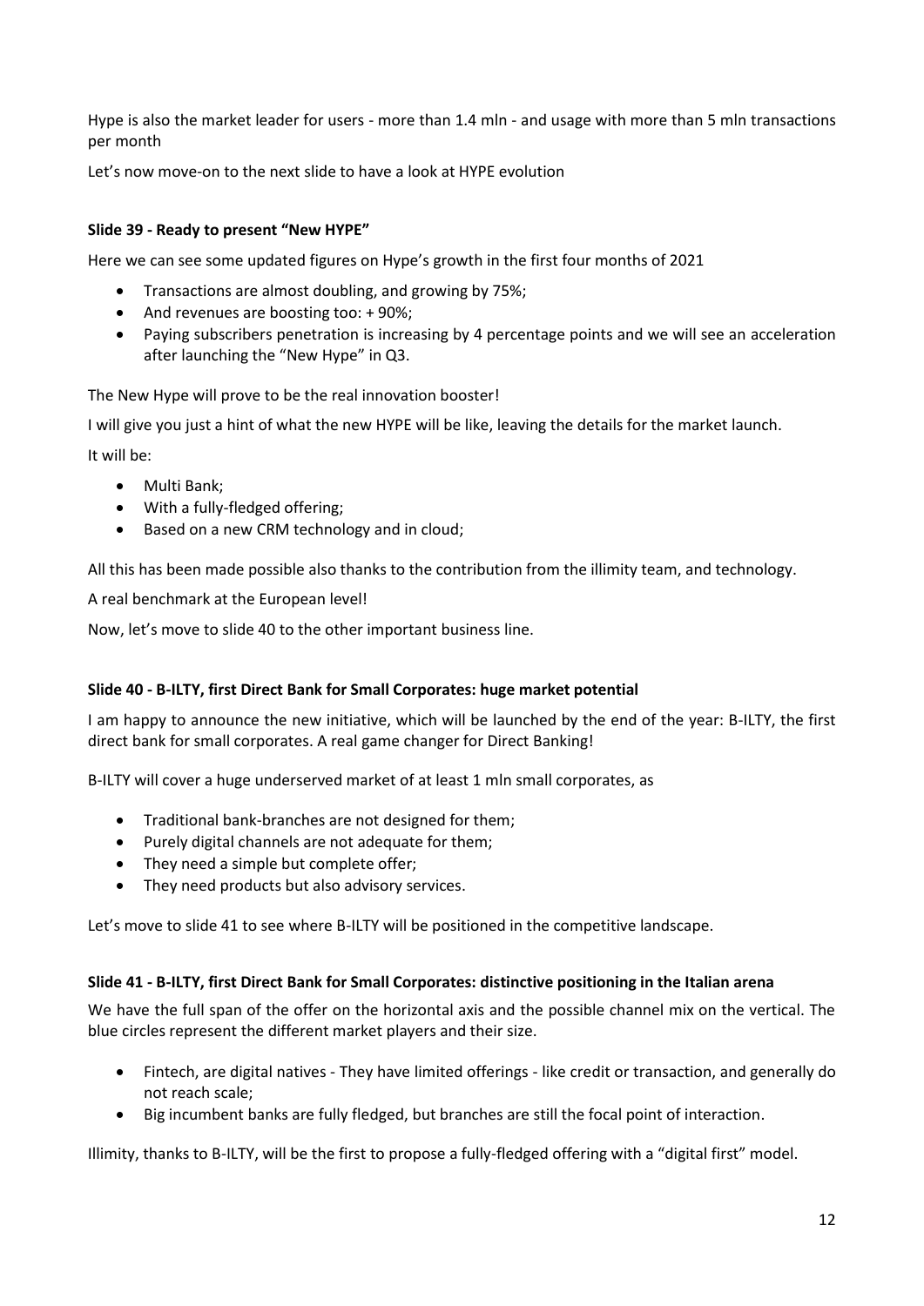Hype is also the market leader for users - more than 1.4 mln - and usage with more than 5 mln transactions per month

Let's now move-on to the next slide to have a look at HYPE evolution

**Slide 39 - Ready to present "New HYPE"**

Here we can see some updated figures on Hype's growth in the first four months of 2021

- Transactions are almost doubling, and growing by 75%;
- And revenues are boosting too: + 90%;
- Paying subscribers penetration is increasing by 4 percentage points and we will see an acceleration after launching the "New Hype" in Q3.

The New Hype will prove to be the real innovation booster!

I will give you just a hint of what the new HYPE will be like, leaving the details for the market launch.

It will be:

- Multi Bank;
- With a fully-fledged offering;
- Based on a new CRM technology and in cloud;

All this has been made possible also thanks to the contribution from the illimity team, and technology.

A real benchmark at the European level!

Now, let's move to slide 40 to the other important business line.

**Slide 40 - B-ILTY, first Direct Bank for Small Corporates: huge market potential**

I am happy to announce the new initiative, which will be launched by the end of the year: B-ILTY, the first direct bank for small corporates. A real game changer for Direct Banking!

B-ILTY will cover a huge underserved market of at least 1 mln small corporates, as

- Traditional bank-branches are not designed for them;
- Purely digital channels are not adequate for them;
- They need a simple but complete offer;
- They need products but also advisory services.

Let's move to slide 41 to see where B-ILTY will be positioned in the competitive landscape.

**Slide 41 - B-ILTY, first Direct Bank for Small Corporates: distinctive positioning in the Italian arena**

We have the full span of the offer on the horizontal axis and the possible channel mix on the vertical. The blue circles represent the different market players and their size.

- Fintech, are digital natives - They have limited offerings - like credit or transaction, and generally do not reach scale;
- Big incumbent banks are fully fledged, but branches are still the focal point of interaction.

Illimity, thanks to B-ILTY, will be the first to propose a fully-fledged offering with a "digital first" model.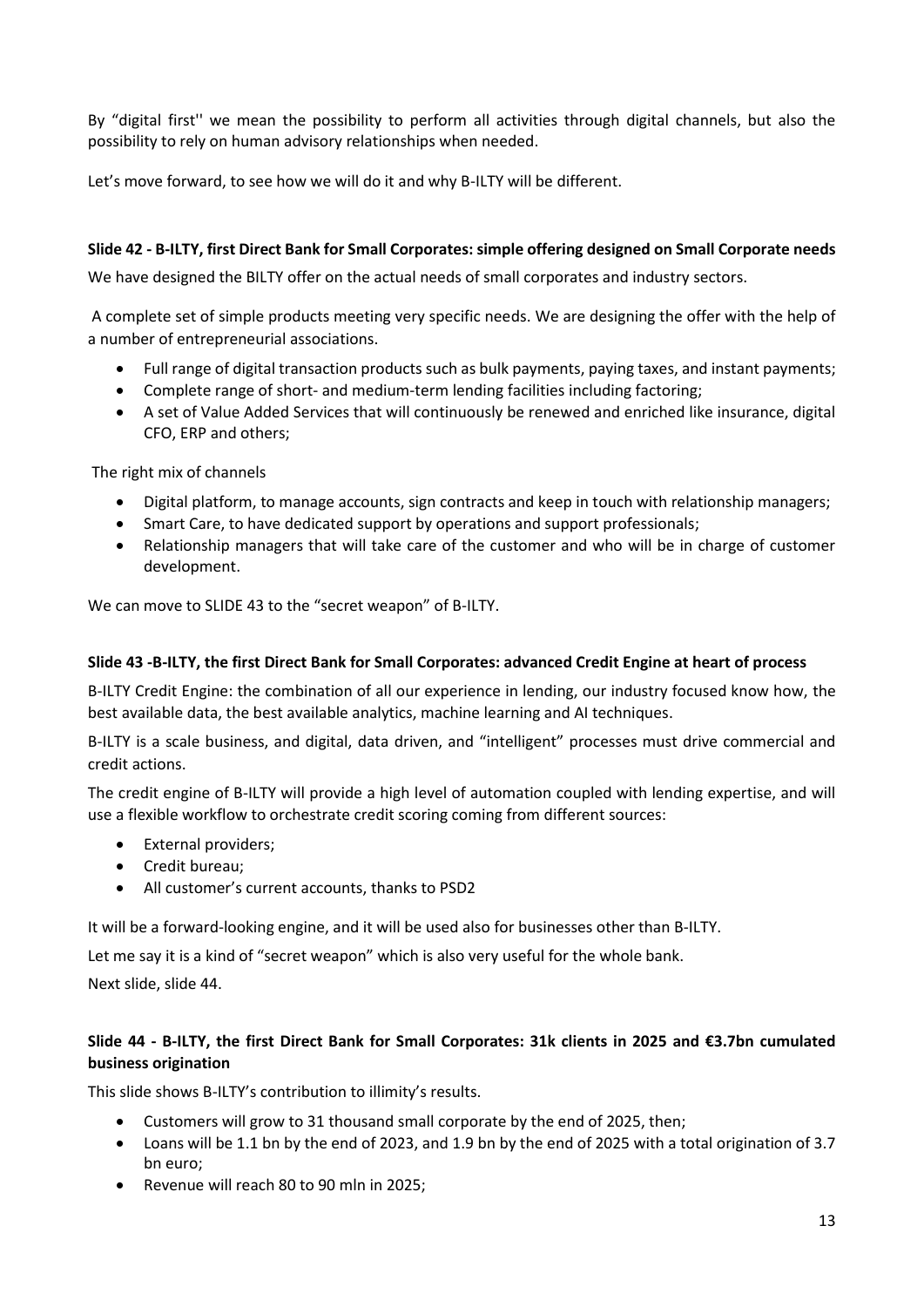By "digital first'' we mean the possibility to perform all activities through digital channels, but also the possibility to rely on human advisory relationships when needed.

Let's move forward, to see how we will do it and why B-ILTY will be different.

**Slide 42 - B-ILTY, first Direct Bank for Small Corporates: simple offering designed on Small Corporate needs**

We have designed the BILTY offer on the actual needs of small corporates and industry sectors.

A complete set of simple products meeting very specific needs. We are designing the offer with the help of a number of entrepreneurial associations.

- Full range of digital transaction products such as bulk payments, paying taxes, and instant payments;
- Complete range of short- and medium-term lending facilities including factoring;
- A set of Value Added Services that will continuously be renewed and enriched like insurance, digital CFO, ERP and others;

The right mix of channels

- Digital platform, to manage accounts, sign contracts and keep in touch with relationship managers;
- Smart Care, to have dedicated support by operations and support professionals;
- Relationship managers that will take care of the customer and who will be in charge of customer development.

We can move to SLIDE 43 to the "secret weapon" of B-ILTY.

**Slide 43 -B-ILTY, the first Direct Bank for Small Corporates: advanced Credit Engine at heart of process**

B-ILTY Credit Engine: the combination of all our experience in lending, our industry focused know how, the best available data, the best available analytics, machine learning and AI techniques.

B-ILTY is a scale business, and digital, data driven, and "intelligent" processes must drive commercial and credit actions.

The credit engine of B-ILTY will provide a high level of automation coupled with lending expertise, and will use a flexible workflow to orchestrate credit scoring coming from different sources:

- External providers;
- Credit bureau;
- All customer's current accounts, thanks to PSD2

It will be a forward-looking engine, and it will be used also for businesses other than B-ILTY.

Let me say it is a kind of "secret weapon" which is also very useful for the whole bank.

Next slide, slide 44.

**Slide 44 - B-ILTY, the first Direct Bank for Small Corporates: 31k clients in 2025 and €3.7bn cumulated business origination**

This slide shows B-ILTY's contribution to illimity's results.

- Customers will grow to 31 thousand small corporate by the end of 2025, then;
- Loans will be 1.1 bn by the end of 2023, and 1.9 bn by the end of 2025 with a total origination of 3.7 bn euro;
- Revenue will reach 80 to 90 mln in 2025;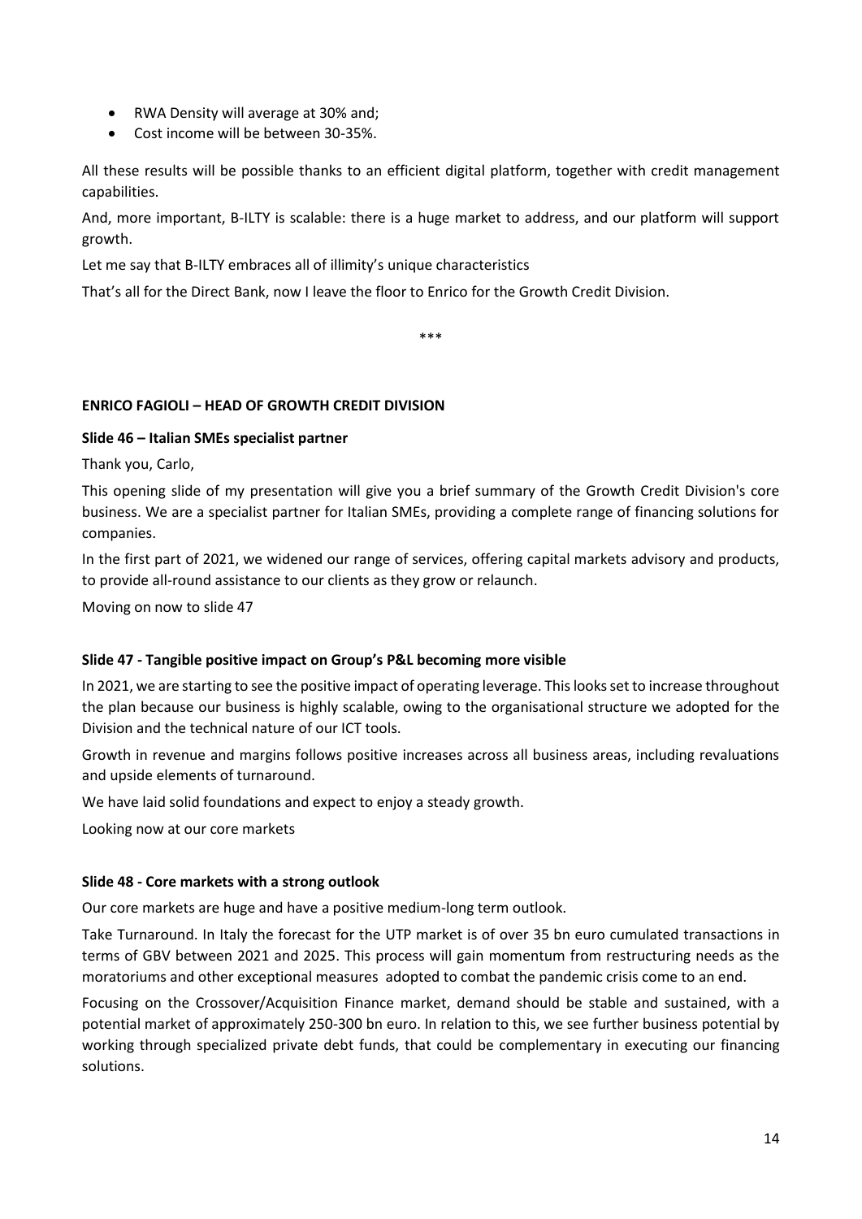- RWA Density will average at 30% and;
- Cost income will be between 30-35%.

All these results will be possible thanks to an efficient digital platform, together with credit management capabilities.

And, more important, B-ILTY is scalable: there is a huge market to address, and our platform will support growth.

Let me say that B-ILTY embraces all of illimity's unique characteristics

That's all for the Direct Bank, now I leave the floor to Enrico for the Growth Credit Division.

***

**ENRICO FAGIOLI – HEAD OF GROWTH CREDIT DIVISION**

**Slide 46 – Italian SMEs specialist partner**

Thank you, Carlo,

This opening slide of my presentation will give you a brief summary of the Growth Credit Division's core business. We are a specialist partner for Italian SMEs, providing a complete range of financing solutions for companies.

In the first part of 2021, we widened our range of services, offering capital markets advisory and products, to provide all-round assistance to our clients as they grow or relaunch.

Moving on now to slide 47

**Slide 47 - Tangible positive impact on Group's P&L becoming more visible**

In 2021, we are starting to see the positive impact of operating leverage. This looks set to increase throughout the plan because our business is highly scalable, owing to the organisational structure we adopted for the Division and the technical nature of our ICT tools.

Growth in revenue and margins follows positive increases across all business areas, including revaluations and upside elements of turnaround.

We have laid solid foundations and expect to enjoy a steady growth.

Looking now at our core markets

**Slide 48 - Core markets with a strong outlook**

Our core markets are huge and have a positive medium-long term outlook.

Take Turnaround. In Italy the forecast for the UTP market is of over 35 bn euro cumulated transactions in terms of GBV between 2021 and 2025. This process will gain momentum from restructuring needs as the moratoriums and other exceptional measures adopted to combat the pandemic crisis come to an end.

Focusing on the Crossover/Acquisition Finance market, demand should be stable and sustained, with a potential market of approximately 250-300 bn euro. In relation to this, we see further business potential by working through specialized private debt funds, that could be complementary in executing our financing solutions.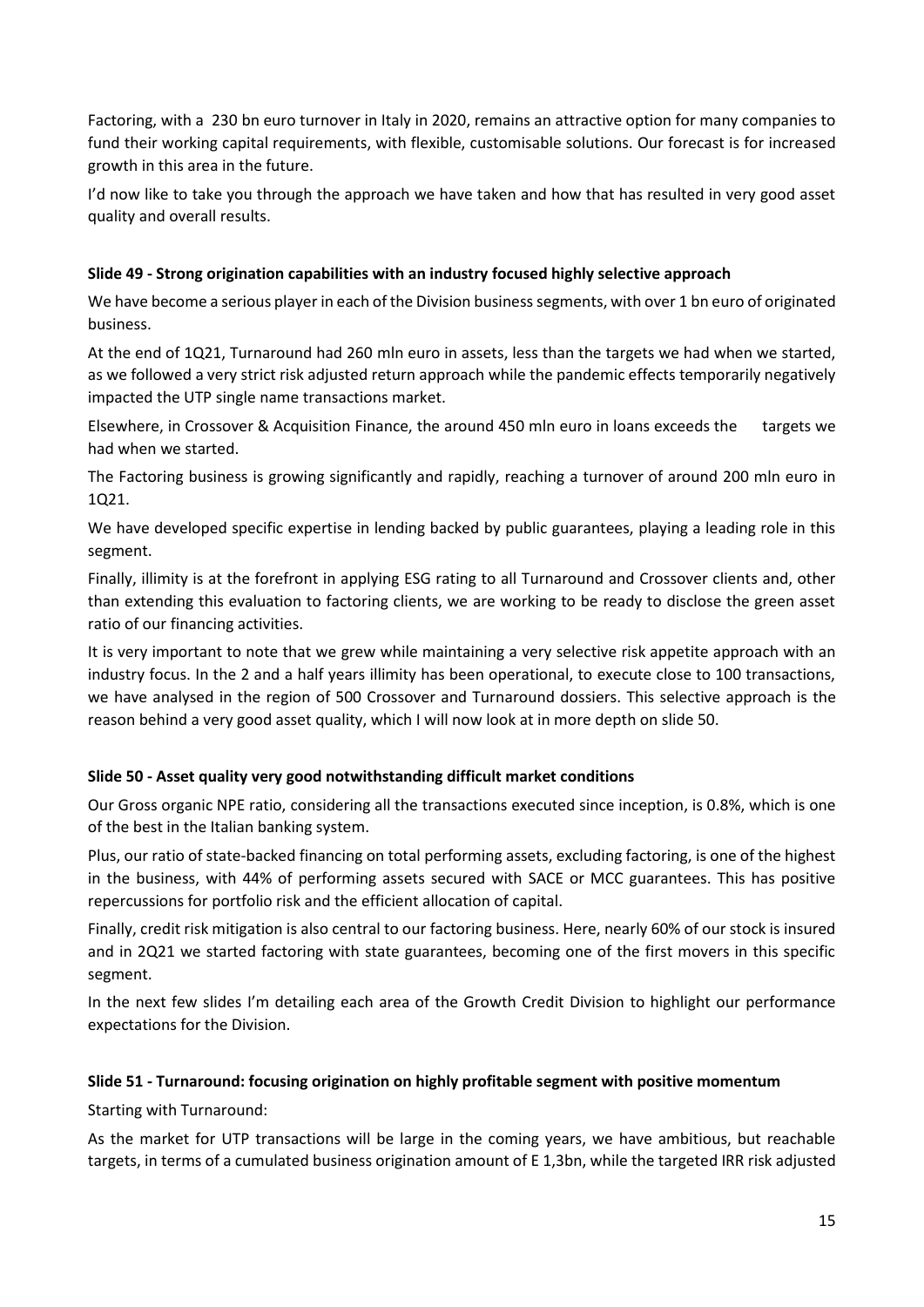Factoring, with a 230 bn euro turnover in Italy in 2020, remains an attractive option for many companies to fund their working capital requirements, with flexible, customisable solutions. Our forecast is for increased growth in this area in the future.

I'd now like to take you through the approach we have taken and how that has resulted in very good asset quality and overall results.

**Slide 49 - Strong origination capabilities with an industry focused highly selective approach**

We have become a serious player in each of the Division business segments, with over 1 bn euro of originated business.

At the end of 1Q21, Turnaround had 260 mln euro in assets, less than the targets we had when we started, as we followed a very strict risk adjusted return approach while the pandemic effects temporarily negatively impacted the UTP single name transactions market.

Elsewhere, in Crossover & Acquisition Finance, the around 450 mln euro in loans exceeds the targets we had when we started.

The Factoring business is growing significantly and rapidly, reaching a turnover of around 200 mln euro in 1Q21.

We have developed specific expertise in lending backed by public guarantees, playing a leading role in this segment.

Finally, illimity is at the forefront in applying ESG rating to all Turnaround and Crossover clients and, other than extending this evaluation to factoring clients, we are working to be ready to disclose the green asset ratio of our financing activities.

It is very important to note that we grew while maintaining a very selective risk appetite approach with an industry focus. In the 2 and a half years illimity has been operational, to execute close to 100 transactions, we have analysed in the region of 500 Crossover and Turnaround dossiers. This selective approach is the reason behind a very good asset quality, which I will now look at in more depth on slide 50.

**Slide 50 - Asset quality very good notwithstanding difficult market conditions**

Our Gross organic NPE ratio, considering all the transactions executed since inception, is 0.8%, which is one of the best in the Italian banking system.

Plus, our ratio of state-backed financing on total performing assets, excluding factoring, is one of the highest in the business, with 44% of performing assets secured with SACE or MCC guarantees. This has positive repercussions for portfolio risk and the efficient allocation of capital.

Finally, credit risk mitigation is also central to our factoring business. Here, nearly 60% of our stock is insured and in 2Q21 we started factoring with state guarantees, becoming one of the first movers in this specific segment.

In the next few slides I'm detailing each area of the Growth Credit Division to highlight our performance expectations for the Division.

**Slide 51 - Turnaround: focusing origination on highly profitable segment with positive momentum**

Starting with Turnaround:

As the market for UTP transactions will be large in the coming years, we have ambitious, but reachable targets, in terms of a cumulated business origination amount of E 1,3bn, while the targeted IRR risk adjusted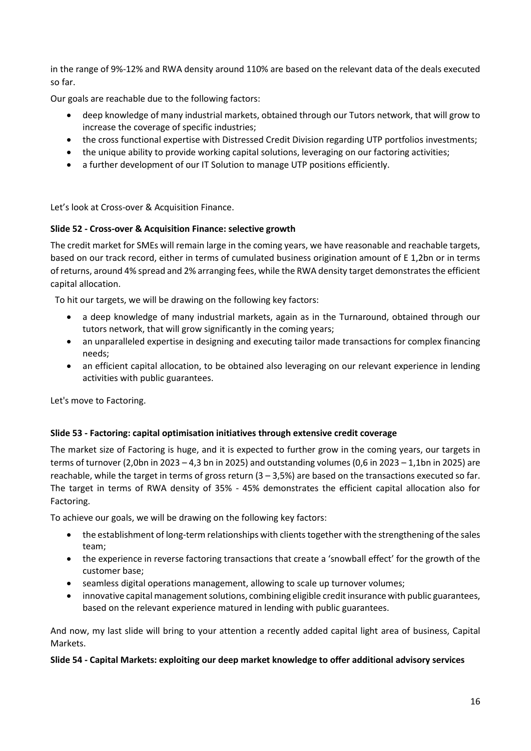in the range of 9%-12% and RWA density around 110% are based on the relevant data of the deals executed so far.

Our goals are reachable due to the following factors:

- deep knowledge of many industrial markets, obtained through our Tutors network, that will grow to increase the coverage of specific industries;
- the cross functional expertise with Distressed Credit Division regarding UTP portfolios investments;
- the unique ability to provide working capital solutions, leveraging on our factoring activities;
- a further development of our IT Solution to manage UTP positions efficiently.

Let's look at Cross-over & Acquisition Finance.

**Slide 52 - Cross-over & Acquisition Finance: selective growth**

The credit market for SMEs will remain large in the coming years, we have reasonable and reachable targets, based on our track record, either in terms of cumulated business origination amount of E 1,2bn or in terms of returns, around 4% spread and 2% arranging fees, while the RWA density target demonstrates the efficient capital allocation.

To hit our targets, we will be drawing on the following key factors:

- a deep knowledge of many industrial markets, again as in the Turnaround, obtained through our tutors network, that will grow significantly in the coming years;
- an unparalleled expertise in designing and executing tailor made transactions for complex financing needs;
- an efficient capital allocation, to be obtained also leveraging on our relevant experience in lending activities with public guarantees.

Let's move to Factoring.

**Slide 53 - Factoring: capital optimisation initiatives through extensive credit coverage**

The market size of Factoring is huge, and it is expected to further grow in the coming years, our targets in terms of turnover (2,0bn in 2023 – 4,3 bn in 2025) and outstanding volumes (0,6 in 2023 – 1,1bn in 2025) are reachable, while the target in terms of gross return (3 – 3,5%) are based on the transactions executed so far. The target in terms of RWA density of 35% - 45% demonstrates the efficient capital allocation also for Factoring.

To achieve our goals, we will be drawing on the following key factors:

- the establishment of long-term relationships with clients together with the strengthening of the sales team;
- the experience in reverse factoring transactions that create a 'snowball effect' for the growth of the customer base;
- seamless digital operations management, allowing to scale up turnover volumes;
- innovative capital management solutions, combining eligible credit insurance with public guarantees, based on the relevant experience matured in lending with public guarantees.

And now, my last slide will bring to your attention a recently added capital light area of business, Capital Markets.

**Slide 54 - Capital Markets: exploiting our deep market knowledge to offer additional advisory services**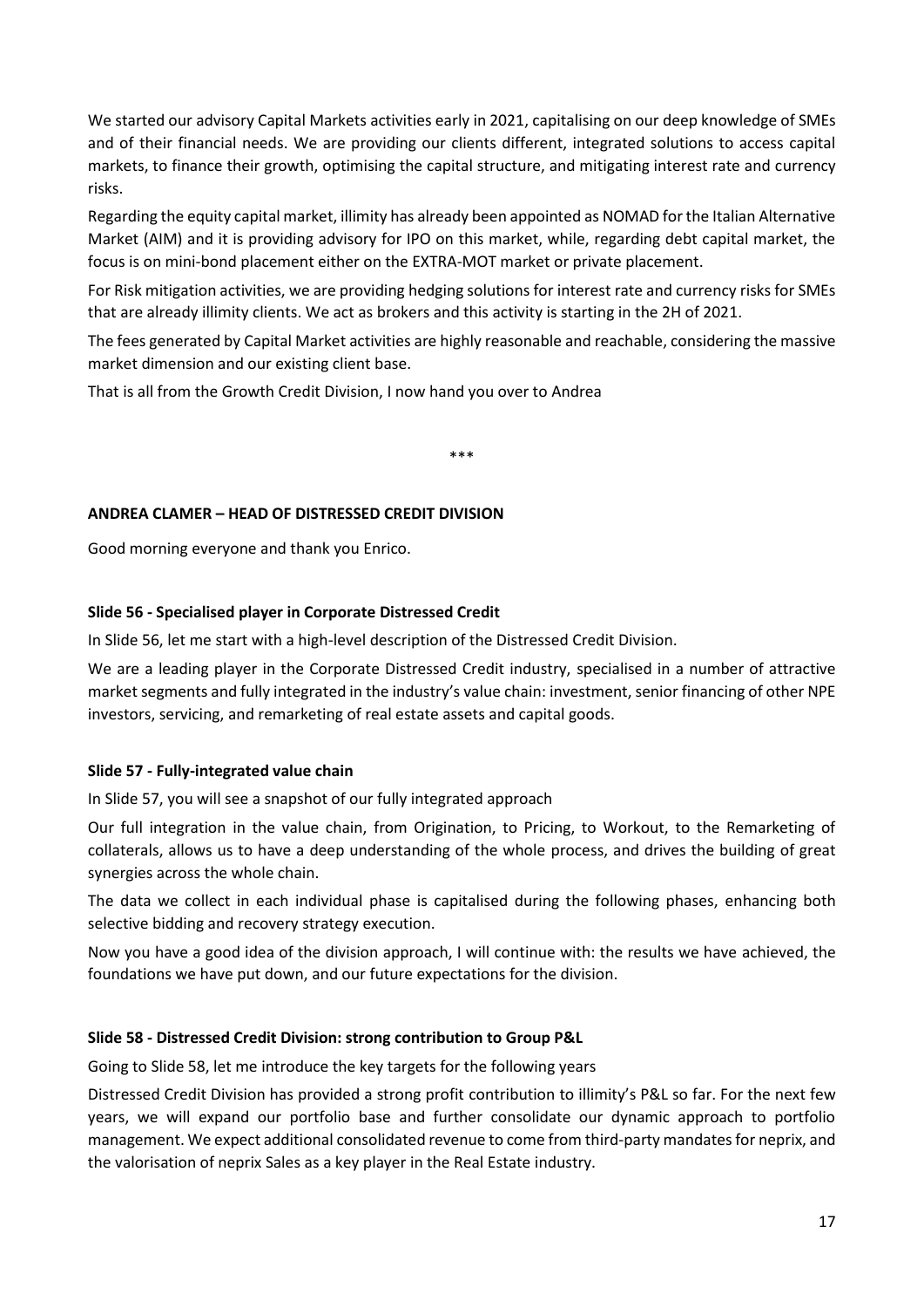We started our advisory Capital Markets activities early in 2021, capitalising on our deep knowledge of SMEs and of their financial needs. We are providing our clients different, integrated solutions to access capital markets, to finance their growth, optimising the capital structure, and mitigating interest rate and currency risks.

Regarding the equity capital market, illimity has already been appointed as NOMAD for the Italian Alternative Market (AIM) and it is providing advisory for IPO on this market, while, regarding debt capital market, the focus is on mini-bond placement either on the EXTRA-MOT market or private placement.

For Risk mitigation activities, we are providing hedging solutions for interest rate and currency risks for SMEs that are already illimity clients. We act as brokers and this activity is starting in the 2H of 2021.

The fees generated by Capital Market activities are highly reasonable and reachable, considering the massive market dimension and our existing client base.

That is all from the Growth Credit Division, I now hand you over to Andrea

\*\*\*

**ANDREA CLAMER – HEAD OF DISTRESSED CREDIT DIVISION**

Good morning everyone and thank you Enrico.

**Slide 56 - Specialised player in Corporate Distressed Credit**

In Slide 56, let me start with a high-level description of the Distressed Credit Division.

We are a leading player in the Corporate Distressed Credit industry, specialised in a number of attractive market segments and fully integrated in the industry's value chain: investment, senior financing of other NPE investors, servicing, and remarketing of real estate assets and capital goods.

**Slide 57 - Fully-integrated value chain**

In Slide 57, you will see a snapshot of our fully integrated approach

Our full integration in the value chain, from Origination, to Pricing, to Workout, to the Remarketing of collaterals, allows us to have a deep understanding of the whole process, and drives the building of great synergies across the whole chain.

The data we collect in each individual phase is capitalised during the following phases, enhancing both selective bidding and recovery strategy execution.

Now you have a good idea of the division approach, I will continue with: the results we have achieved, the foundations we have put down, and our future expectations for the division.

**Slide 58 - Distressed Credit Division: strong contribution to Group P&L**

Going to Slide 58, let me introduce the key targets for the following years

Distressed Credit Division has provided a strong profit contribution to illimity's P&L so far. For the next few years, we will expand our portfolio base and further consolidate our dynamic approach to portfolio management. We expect additional consolidated revenue to come from third-party mandates for neprix, and the valorisation of neprix Sales as a key player in the Real Estate industry.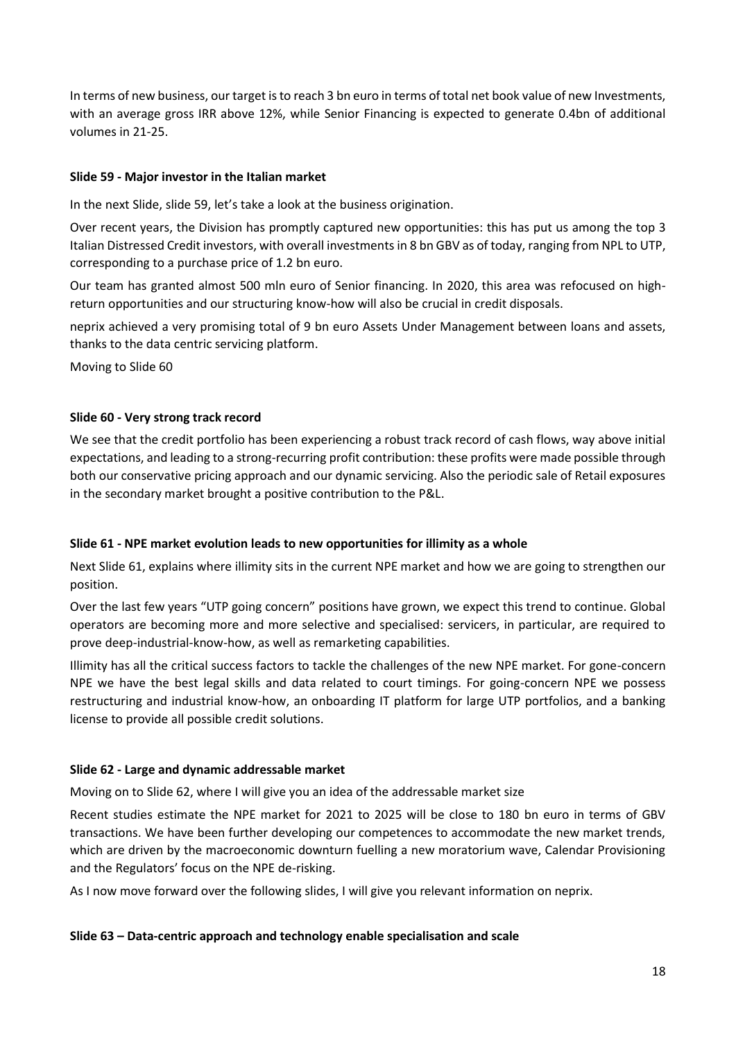In terms of new business, our target is to reach 3 bn euro in terms of total net book value of new Investments, with an average gross IRR above 12%, while Senior Financing is expected to generate 0.4bn of additional volumes in 21-25.

**Slide 59 - Major investor in the Italian market**

In the next Slide, slide 59, let's take a look at the business origination.

Over recent years, the Division has promptly captured new opportunities: this has put us among the top 3 Italian Distressed Credit investors, with overall investments in 8 bn GBV as of today, ranging from NPL to UTP, corresponding to a purchase price of 1.2 bn euro.

Our team has granted almost 500 mln euro of Senior financing. In 2020, this area was refocused on high-return opportunities and our structuring know-how will also be crucial in credit disposals.

neprix achieved a very promising total of 9 bn euro Assets Under Management between loans and assets, thanks to the data centric servicing platform.

Moving to Slide 60

**Slide 60 - Very strong track record**

We see that the credit portfolio has been experiencing a robust track record of cash flows, way above initial expectations, and leading to a strong-recurring profit contribution: these profits were made possible through both our conservative pricing approach and our dynamic servicing. Also the periodic sale of Retail exposures in the secondary market brought a positive contribution to the P&L.

**Slide 61 - NPE market evolution leads to new opportunities for illimity as a whole**

Next Slide 61, explains where illimity sits in the current NPE market and how we are going to strengthen our position.

Over the last few years "UTP going concern" positions have grown, we expect this trend to continue. Global operators are becoming more and more selective and specialised: servicers, in particular, are required to prove deep-industrial-know-how, as well as remarketing capabilities.

Illimity has all the critical success factors to tackle the challenges of the new NPE market. For gone-concern NPE we have the best legal skills and data related to court timings. For going-concern NPE we possess restructuring and industrial know-how, an onboarding IT platform for large UTP portfolios, and a banking license to provide all possible credit solutions.

**Slide 62 - Large and dynamic addressable market**

Moving on to Slide 62, where I will give you an idea of the addressable market size

Recent studies estimate the NPE market for 2021 to 2025 will be close to 180 bn euro in terms of GBV transactions. We have been further developing our competences to accommodate the new market trends, which are driven by the macroeconomic downturn fuelling a new moratorium wave, Calendar Provisioning and the Regulators' focus on the NPE de-risking.

As I now move forward over the following slides, I will give you relevant information on neprix.

**Slide 63 – Data-centric approach and technology enable specialisation and scale**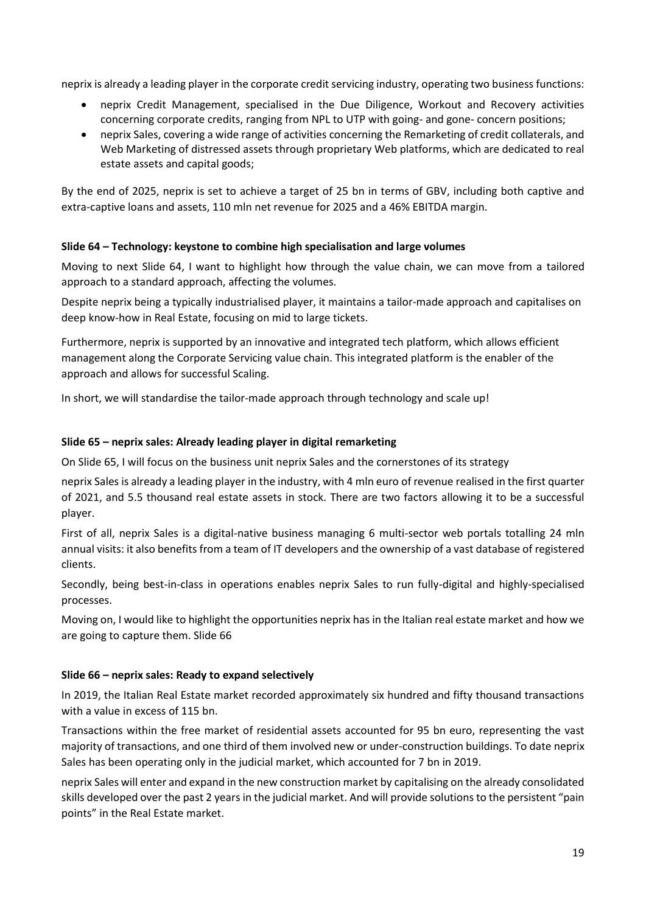neprix is already a leading player in the corporate credit servicing industry, operating two business functions:

- neprix Credit Management, specialised in the Due Diligence, Workout and Recovery activities concerning corporate credits, ranging from NPL to UTP with going- and gone- concern positions;
- neprix Sales, covering a wide range of activities concerning the Remarketing of credit collaterals, and Web Marketing of distressed assets through proprietary Web platforms, which are dedicated to real estate assets and capital goods;

By the end of 2025, neprix is set to achieve a target of 25 bn in terms of GBV, including both captive and extra-captive loans and assets, 110 mln net revenue for 2025 and a 46% EBITDA margin.

**Slide 64 – Technology: keystone to combine high specialisation and large volumes**

Moving to next Slide 64, I want to highlight how through the value chain, we can move from a tailored approach to a standard approach, affecting the volumes.

Despite neprix being a typically industrialised player, it maintains a tailor-made approach and capitalises on deep know-how in Real Estate, focusing on mid to large tickets.

Furthermore, neprix is supported by an innovative and integrated tech platform, which allows efficient management along the Corporate Servicing value chain. This integrated platform is the enabler of the approach and allows for successful Scaling.

In short, we will standardise the tailor-made approach through technology and scale up!

**Slide 65 – neprix sales: Already leading player in digital remarketing**

On Slide 65, I will focus on the business unit neprix Sales and the cornerstones of its strategy

neprix Sales is already a leading player in the industry, with 4 mln euro of revenue realised in the first quarter of 2021, and 5.5 thousand real estate assets in stock. There are two factors allowing it to be a successful player.

First of all, neprix Sales is a digital-native business managing 6 multi-sector web portals totalling 24 mln annual visits: it also benefits from a team of IT developers and the ownership of a vast database of registered clients.

Secondly, being best-in-class in operations enables neprix Sales to run fully-digital and highly-specialised processes.

Moving on, I would like to highlight the opportunities neprix has in the Italian real estate market and how we are going to capture them. Slide 66

**Slide 66 – neprix sales: Ready to expand selectively**

In 2019, the Italian Real Estate market recorded approximately six hundred and fifty thousand transactions with a value in excess of 115 bn.

Transactions within the free market of residential assets accounted for 95 bn euro, representing the vast majority of transactions, and one third of them involved new or under-construction buildings. To date neprix Sales has been operating only in the judicial market, which accounted for 7 bn in 2019.

neprix Sales will enter and expand in the new construction market by capitalising on the already consolidated skills developed over the past 2 years in the judicial market. And will provide solutions to the persistent "pain points" in the Real Estate market.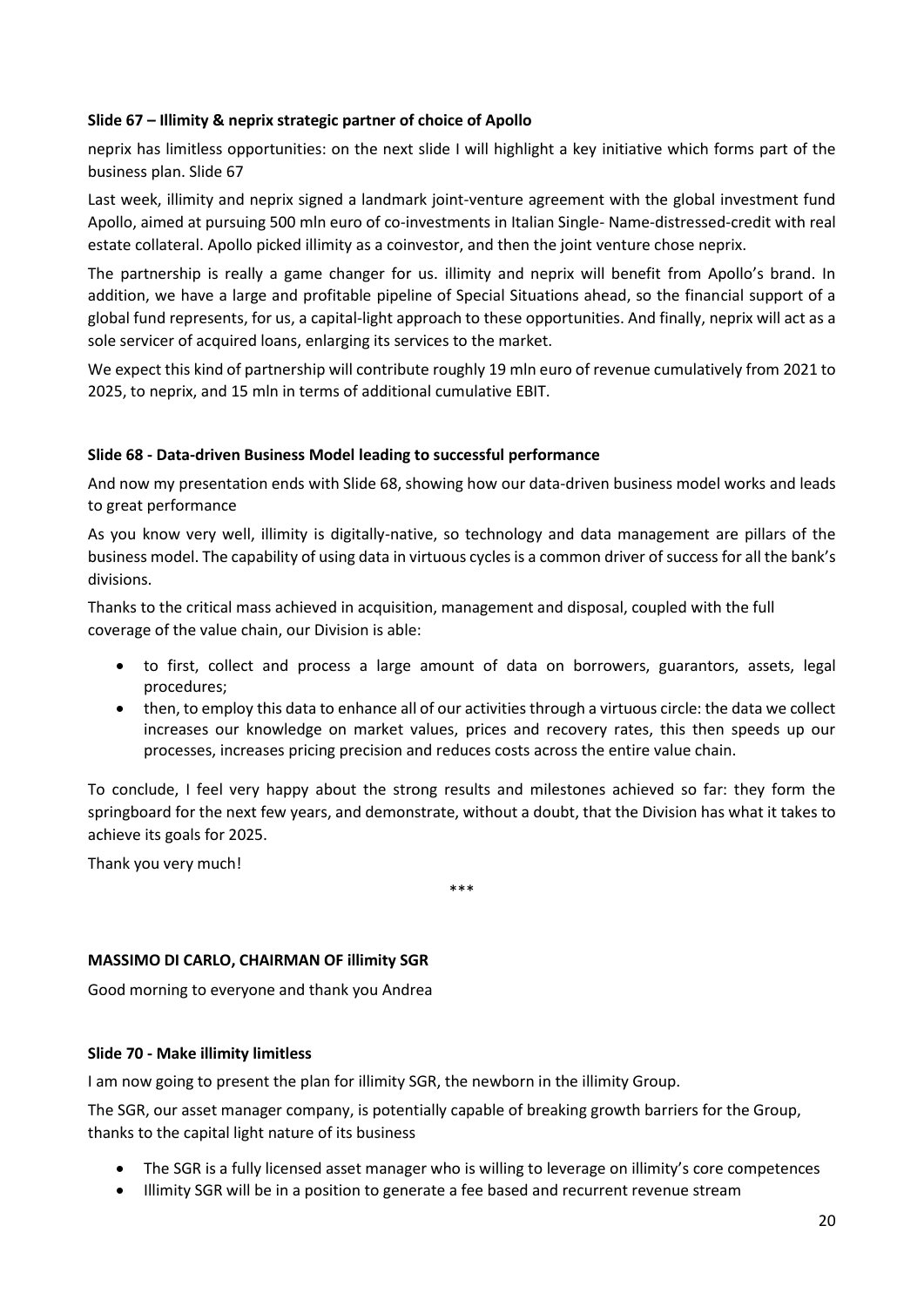**Slide 67 – Illimity & neprix strategic partner of choice of Apollo**

neprix has limitless opportunities: on the next slide I will highlight a key initiative which forms part of the business plan. Slide 67

Last week, illimity and neprix signed a landmark joint-venture agreement with the global investment fund Apollo, aimed at pursuing 500 mln euro of co-investments in Italian Single- Name-distressed-credit with real estate collateral. Apollo picked illimity as a coinvestor, and then the joint venture chose neprix.

The partnership is really a game changer for us. illimity and neprix will benefit from Apollo's brand. In addition, we have a large and profitable pipeline of Special Situations ahead, so the financial support of a global fund represents, for us, a capital-light approach to these opportunities. And finally, neprix will act as a sole servicer of acquired loans, enlarging its services to the market.

We expect this kind of partnership will contribute roughly 19 mln euro of revenue cumulatively from 2021 to 2025, to neprix, and 15 mln in terms of additional cumulative EBIT.

**Slide 68 - Data-driven Business Model leading to successful performance**

And now my presentation ends with Slide 68, showing how our data-driven business model works and leads to great performance

As you know very well, illimity is digitally-native, so technology and data management are pillars of the business model. The capability of using data in virtuous cycles is a common driver of success for all the bank's divisions.

Thanks to the critical mass achieved in acquisition, management and disposal, coupled with the full coverage of the value chain, our Division is able:

- to first, collect and process a large amount of data on borrowers, guarantors, assets, legal procedures;
- then, to employ this data to enhance all of our activities through a virtuous circle: the data we collect increases our knowledge on market values, prices and recovery rates, this then speeds up our processes, increases pricing precision and reduces costs across the entire value chain.

To conclude, I feel very happy about the strong results and milestones achieved so far: they form the springboard for the next few years, and demonstrate, without a doubt, that the Division has what it takes to achieve its goals for 2025.

Thank you very much!

\*\*\*

**MASSIMO DI CARLO, CHAIRMAN OF illimity SGR**

Good morning to everyone and thank you Andrea

**Slide 70 - Make illimity limitless**

I am now going to present the plan for illimity SGR, the newborn in the illimity Group.

The SGR, our asset manager company, is potentially capable of breaking growth barriers for the Group, thanks to the capital light nature of its business

- The SGR is a fully licensed asset manager who is willing to leverage on illimity's core competences
- Illimity SGR will be in a position to generate a fee based and recurrent revenue stream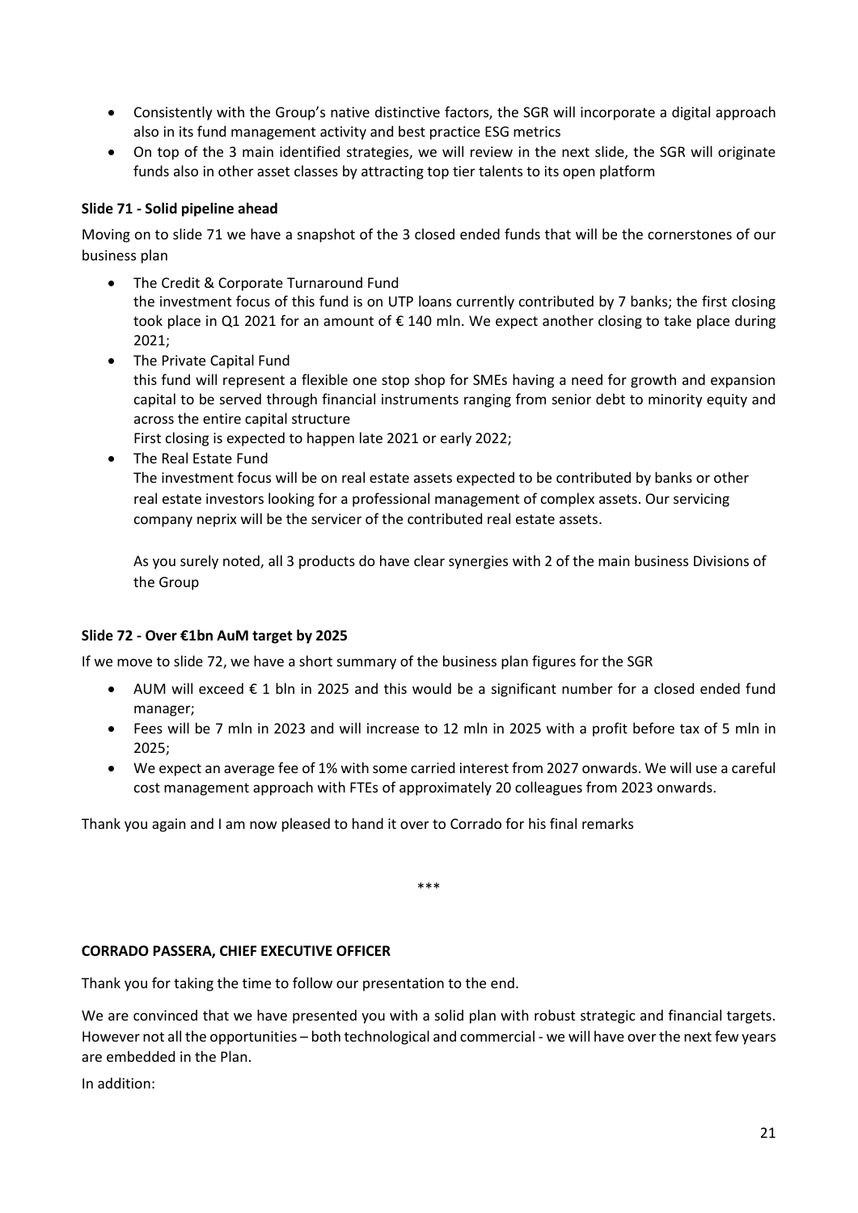- Consistently with the Group's native distinctive factors, the SGR will incorporate a digital approach also in its fund management activity and best practice ESG metrics
- On top of the 3 main identified strategies, we will review in the next slide, the SGR will originate funds also in other asset classes by attracting top tier talents to its open platform

**Slide 71 - Solid pipeline ahead**

Moving on to slide 71 we have a snapshot of the 3 closed ended funds that will be the cornerstones of our business plan

- The Credit & Corporate Turnaround Fund
  the investment focus of this fund is on UTP loans currently contributed by 7 banks; the first closing took place in Q1 2021 for an amount of € 140 mln. We expect another closing to take place during 2021;
- The Private Capital Fund
  this fund will represent a flexible one stop shop for SMEs having a need for growth and expansion capital to be served through financial instruments ranging from senior debt to minority equity and across the entire capital structure
  First closing is expected to happen late 2021 or early 2022;
- The Real Estate Fund
  The investment focus will be on real estate assets expected to be contributed by banks or other real estate investors looking for a professional management of complex assets. Our servicing company neprix will be the servicer of the contributed real estate assets.

  As you surely noted, all 3 products do have clear synergies with 2 of the main business Divisions of the Group

**Slide 72 - Over €1bn AuM target by 2025**

If we move to slide 72, we have a short summary of the business plan figures for the SGR

- AUM will exceed € 1 bln in 2025 and this would be a significant number for a closed ended fund manager;
- Fees will be 7 mln in 2023 and will increase to 12 mln in 2025 with a profit before tax of 5 mln in 2025;
- We expect an average fee of 1% with some carried interest from 2027 onwards. We will use a careful cost management approach with FTEs of approximately 20 colleagues from 2023 onwards.

Thank you again and I am now pleased to hand it over to Corrado for his final remarks

\*\*\*

**CORRADO PASSERA, CHIEF EXECUTIVE OFFICER**

Thank you for taking the time to follow our presentation to the end.

We are convinced that we have presented you with a solid plan with robust strategic and financial targets. However not all the opportunities – both technological and commercial - we will have over the next few years are embedded in the Plan.

In addition: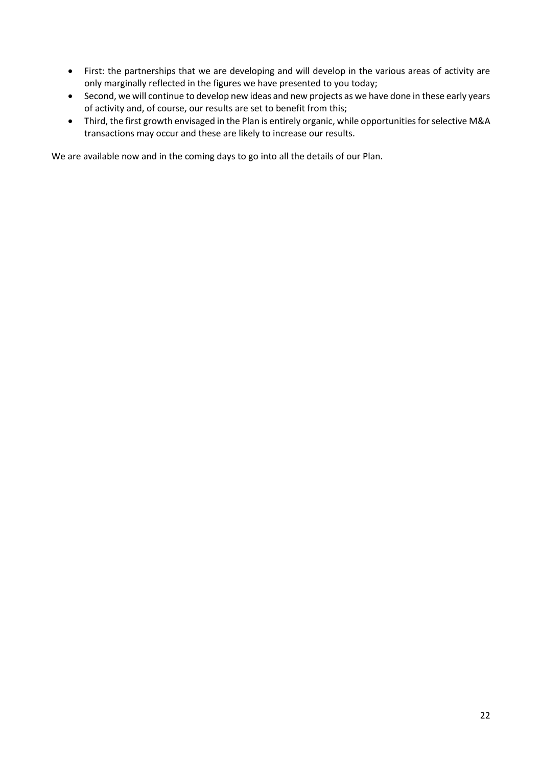- First: the partnerships that we are developing and will develop in the various areas of activity are only marginally reflected in the figures we have presented to you today;
- Second, we will continue to develop new ideas and new projects as we have done in these early years of activity and, of course, our results are set to benefit from this;
- Third, the first growth envisaged in the Plan is entirely organic, while opportunities for selective M&A transactions may occur and these are likely to increase our results.

We are available now and in the coming days to go into all the details of our Plan.